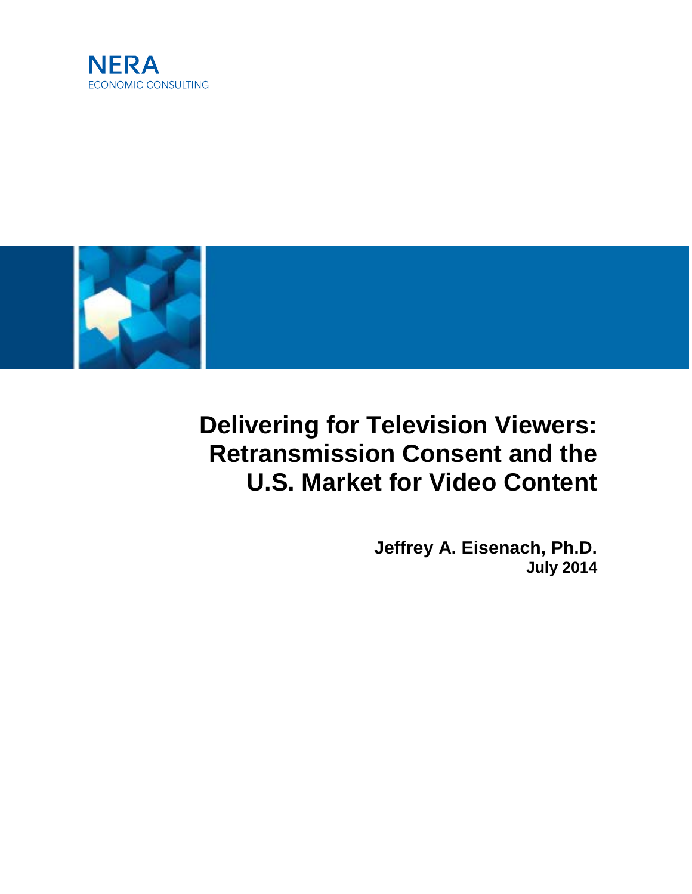NERA
ECONOMIC CONSULTING

# Delivering for Television Viewers: Retransmission Consent and the U.S. Market for Video Content

**Jeffrey A. Eisenach, Ph.D.**
**July 2014**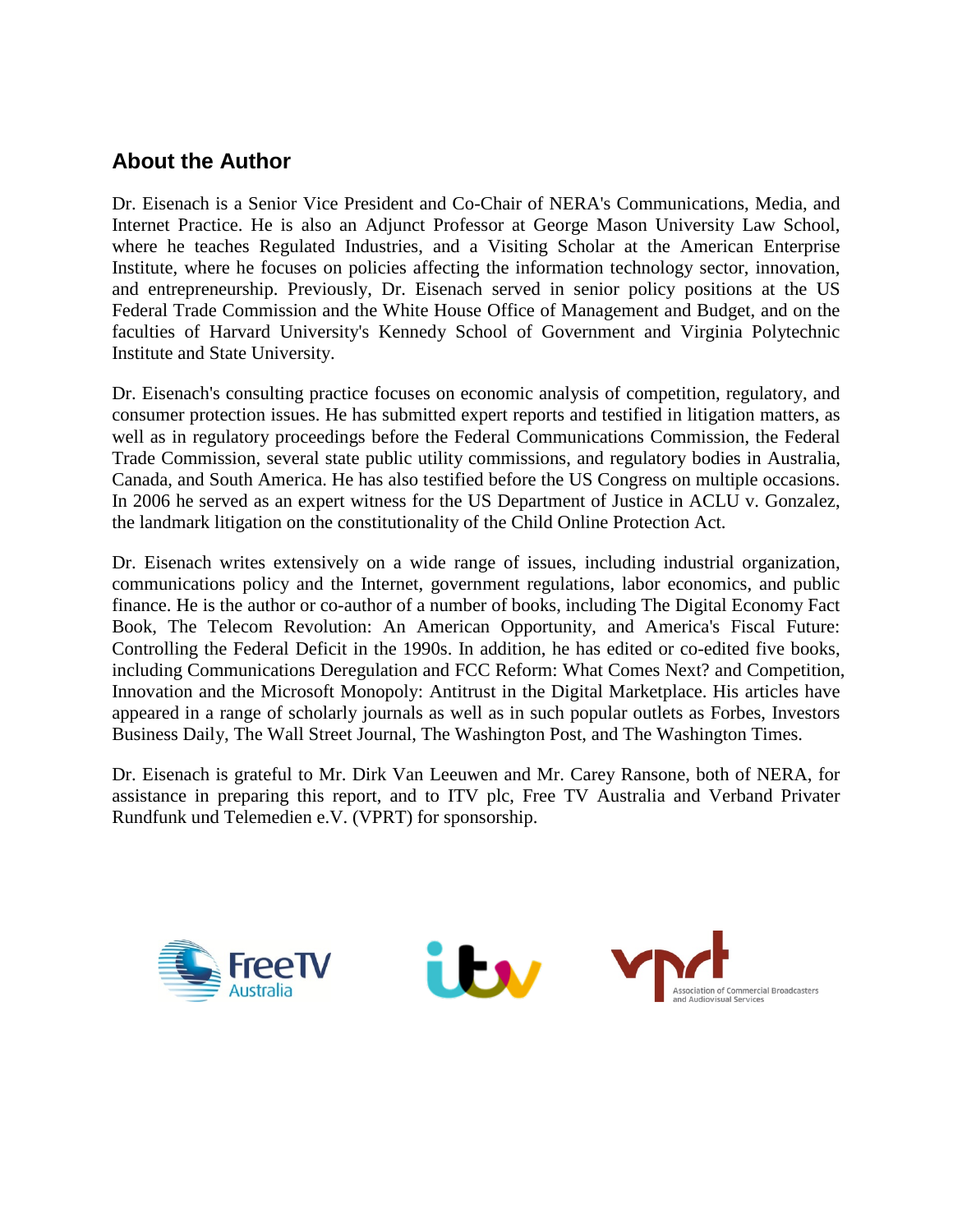## About the Author

Dr. Eisenach is a Senior Vice President and Co-Chair of NERA's Communications, Media, and Internet Practice. He is also an Adjunct Professor at George Mason University Law School, where he teaches Regulated Industries, and a Visiting Scholar at the American Enterprise Institute, where he focuses on policies affecting the information technology sector, innovation, and entrepreneurship. Previously, Dr. Eisenach served in senior policy positions at the US Federal Trade Commission and the White House Office of Management and Budget, and on the faculties of Harvard University's Kennedy School of Government and Virginia Polytechnic Institute and State University.

Dr. Eisenach's consulting practice focuses on economic analysis of competition, regulatory, and consumer protection issues. He has submitted expert reports and testified in litigation matters, as well as in regulatory proceedings before the Federal Communications Commission, the Federal Trade Commission, several state public utility commissions, and regulatory bodies in Australia, Canada, and South America. He has also testified before the US Congress on multiple occasions. In 2006 he served as an expert witness for the US Department of Justice in ACLU v. Gonzalez, the landmark litigation on the constitutionality of the Child Online Protection Act.

Dr. Eisenach writes extensively on a wide range of issues, including industrial organization, communications policy and the Internet, government regulations, labor economics, and public finance. He is the author or co-author of a number of books, including The Digital Economy Fact Book, The Telecom Revolution: An American Opportunity, and America's Fiscal Future: Controlling the Federal Deficit in the 1990s. In addition, he has edited or co-edited five books, including Communications Deregulation and FCC Reform: What Comes Next? and Competition, Innovation and the Microsoft Monopoly: Antitrust in the Digital Marketplace. His articles have appeared in a range of scholarly journals as well as in such popular outlets as Forbes, Investors Business Daily, The Wall Street Journal, The Washington Post, and The Washington Times.

Dr. Eisenach is grateful to Mr. Dirk Van Leeuwen and Mr. Carey Ransone, both of NERA, for assistance in preparing this report, and to ITV plc, Free TV Australia and Verband Privater Rundfunk und Telemedien e.V. (VPRT) for sponsorship.

FreeTV Australia

itv

vprt Association of Commercial Broadcasters and Audiovisual Services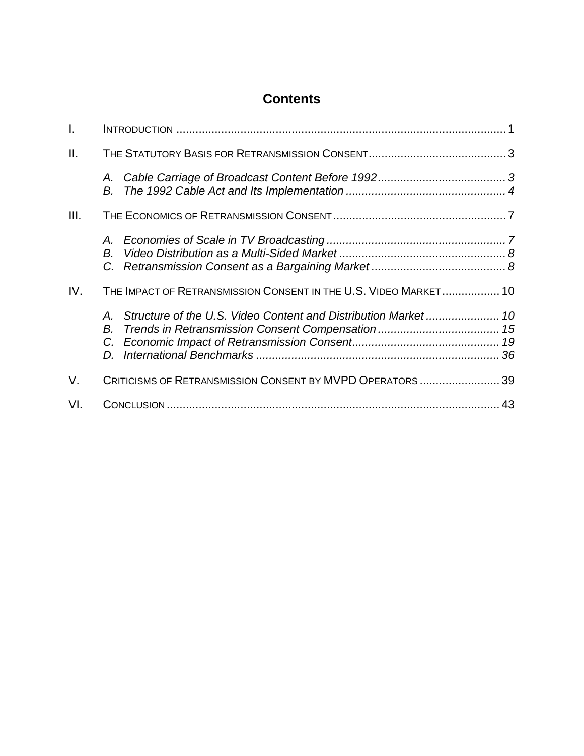# Contents

I. INTRODUCTION ..... 1

II. THE STATUTORY BASIS FOR RETRANSMISSION CONSENT ..... 3

- *A. Cable Carriage of Broadcast Content Before 1992 ..... 3*
- *B. The 1992 Cable Act and Its Implementation ..... 4*

III. THE ECONOMICS OF RETRANSMISSION CONSENT ..... 7

- *A. Economies of Scale in TV Broadcasting ..... 7*
- *B. Video Distribution as a Multi-Sided Market ..... 8*
- *C. Retransmission Consent as a Bargaining Market ..... 8*

IV. THE IMPACT OF RETRANSMISSION CONSENT IN THE U.S. VIDEO MARKET ..... 10

- *A. Structure of the U.S. Video Content and Distribution Market ..... 10*
- *B. Trends in Retransmission Consent Compensation ..... 15*
- *C. Economic Impact of Retransmission Consent ..... 19*
- *D. International Benchmarks ..... 36*

V. CRITICISMS OF RETRANSMISSION CONSENT BY MVPD OPERATORS ..... 39

VI. CONCLUSION ..... 43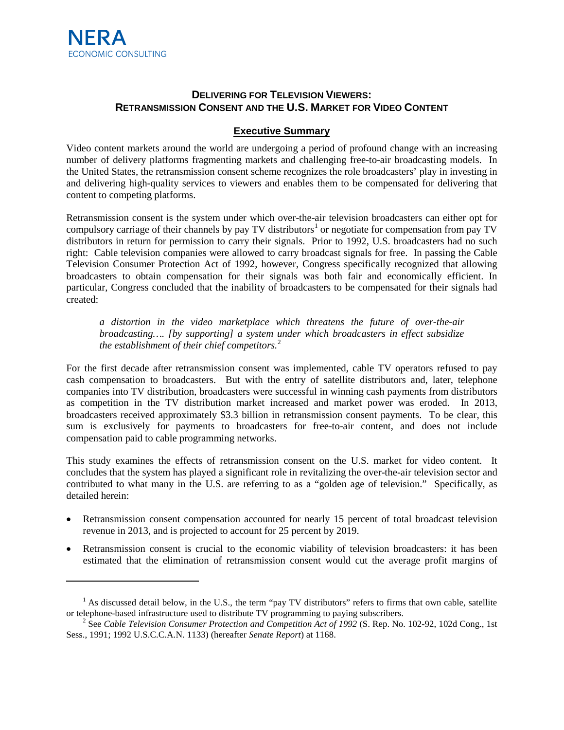NERA ECONOMIC CONSULTING

# DELIVERING FOR TELEVISION VIEWERS: RETRANSMISSION CONSENT AND THE U.S. MARKET FOR VIDEO CONTENT

## Executive Summary

Video content markets around the world are undergoing a period of profound change with an increasing number of delivery platforms fragmenting markets and challenging free-to-air broadcasting models. In the United States, the retransmission consent scheme recognizes the role broadcasters' play in investing in and delivering high-quality services to viewers and enables them to be compensated for delivering that content to competing platforms.

Retransmission consent is the system under which over-the-air television broadcasters can either opt for compulsory carriage of their channels by pay TV distributors[1] or negotiate for compensation from pay TV distributors in return for permission to carry their signals. Prior to 1992, U.S. broadcasters had no such right: Cable television companies were allowed to carry broadcast signals for free. In passing the Cable Television Consumer Protection Act of 1992, however, Congress specifically recognized that allowing broadcasters to obtain compensation for their signals was both fair and economically efficient. In particular, Congress concluded that the inability of broadcasters to be compensated for their signals had created:

> *a distortion in the video marketplace which threatens the future of over-the-air broadcasting…. [by supporting] a system under which broadcasters in effect subsidize the establishment of their chief competitors.*[2]

For the first decade after retransmission consent was implemented, cable TV operators refused to pay cash compensation to broadcasters. But with the entry of satellite distributors and, later, telephone companies into TV distribution, broadcasters were successful in winning cash payments from distributors as competition in the TV distribution market increased and market power was eroded. In 2013, broadcasters received approximately $3.3 billion in retransmission consent payments. To be clear, this sum is exclusively for payments to broadcasters for free-to-air content, and does not include compensation paid to cable programming networks.

This study examines the effects of retransmission consent on the U.S. market for video content. It concludes that the system has played a significant role in revitalizing the over-the-air television sector and contributed to what many in the U.S. are referring to as a "golden age of television." Specifically, as detailed herein:

- Retransmission consent compensation accounted for nearly 15 percent of total broadcast television revenue in 2013, and is projected to account for 25 percent by 2019.
- Retransmission consent is crucial to the economic viability of television broadcasters: it has been estimated that the elimination of retransmission consent would cut the average profit margins of

---

[1] As discussed detail below, in the U.S., the term "pay TV distributors" refers to firms that own cable, satellite or telephone-based infrastructure used to distribute TV programming to paying subscribers.

[2] See *Cable Television Consumer Protection and Competition Act of 1992* (S. Rep. No. 102-92, 102d Cong., 1st Sess., 1991; 1992 U.S.C.C.A.N. 1133) (hereafter *Senate Report*) at 1168.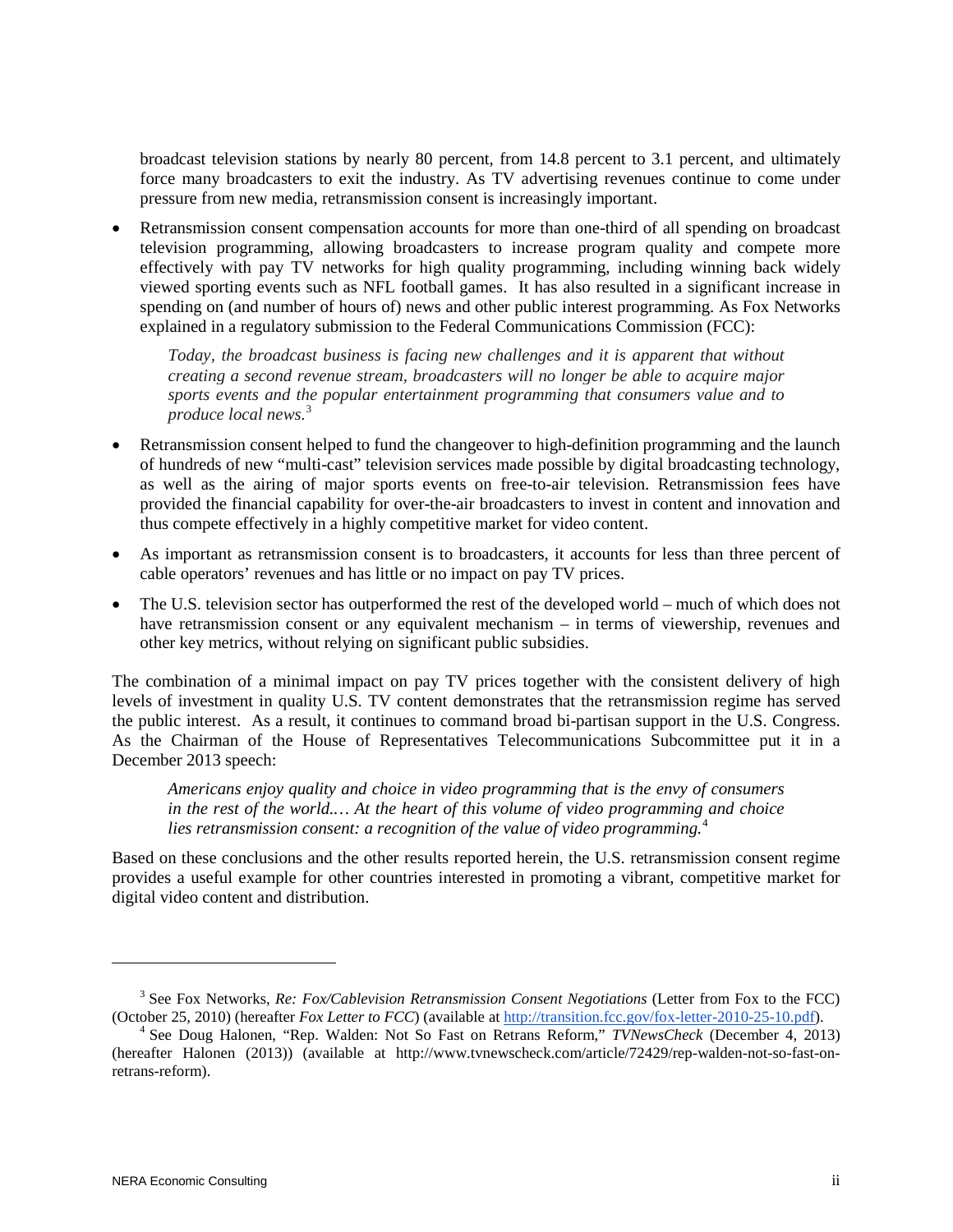broadcast television stations by nearly 80 percent, from 14.8 percent to 3.1 percent, and ultimately force many broadcasters to exit the industry. As TV advertising revenues continue to come under pressure from new media, retransmission consent is increasingly important.

- Retransmission consent compensation accounts for more than one-third of all spending on broadcast television programming, allowing broadcasters to increase program quality and compete more effectively with pay TV networks for high quality programming, including winning back widely viewed sporting events such as NFL football games. It has also resulted in a significant increase in spending on (and number of hours of) news and other public interest programming. As Fox Networks explained in a regulatory submission to the Federal Communications Commission (FCC):

  > *Today, the broadcast business is facing new challenges and it is apparent that without creating a second revenue stream, broadcasters will no longer be able to acquire major sports events and the popular entertainment programming that consumers value and to produce local news.*[3]

- Retransmission consent helped to fund the changeover to high-definition programming and the launch of hundreds of new "multi-cast" television services made possible by digital broadcasting technology, as well as the airing of major sports events on free-to-air television. Retransmission fees have provided the financial capability for over-the-air broadcasters to invest in content and innovation and thus compete effectively in a highly competitive market for video content.

- As important as retransmission consent is to broadcasters, it accounts for less than three percent of cable operators' revenues and has little or no impact on pay TV prices.

- The U.S. television sector has outperformed the rest of the developed world – much of which does not have retransmission consent or any equivalent mechanism – in terms of viewership, revenues and other key metrics, without relying on significant public subsidies.

The combination of a minimal impact on pay TV prices together with the consistent delivery of high levels of investment in quality U.S. TV content demonstrates that the retransmission regime has served the public interest. As a result, it continues to command broad bi-partisan support in the U.S. Congress. As the Chairman of the House of Representatives Telecommunications Subcommittee put it in a December 2013 speech:

> *Americans enjoy quality and choice in video programming that is the envy of consumers in the rest of the world.… At the heart of this volume of video programming and choice lies retransmission consent: a recognition of the value of video programming.*[4]

Based on these conclusions and the other results reported herein, the U.S. retransmission consent regime provides a useful example for other countries interested in promoting a vibrant, competitive market for digital video content and distribution.

---

[3] See Fox Networks, *Re: Fox/Cablevision Retransmission Consent Negotiations* (Letter from Fox to the FCC) (October 25, 2010) (hereafter *Fox Letter to FCC*) (available at http://transition.fcc.gov/fox-letter-2010-25-10.pdf).

[4] See Doug Halonen, "Rep. Walden: Not So Fast on Retrans Reform," *TVNewsCheck* (December 4, 2013) (hereafter Halonen (2013)) (available at http://www.tvnewscheck.com/article/72429/rep-walden-not-so-fast-on-retrans-reform).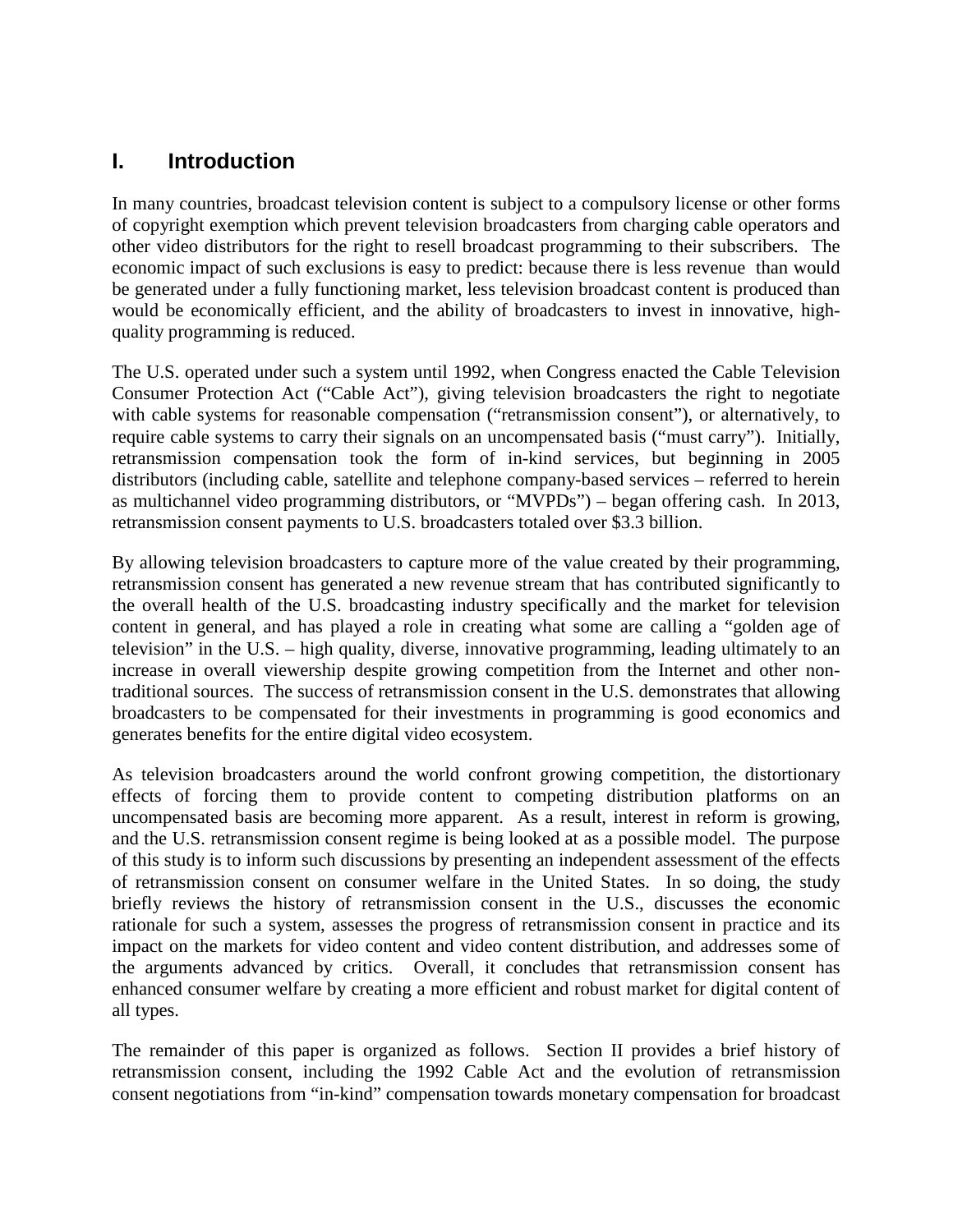# I. Introduction

In many countries, broadcast television content is subject to a compulsory license or other forms of copyright exemption which prevent television broadcasters from charging cable operators and other video distributors for the right to resell broadcast programming to their subscribers. The economic impact of such exclusions is easy to predict: because there is less revenue than would be generated under a fully functioning market, less television broadcast content is produced than would be economically efficient, and the ability of broadcasters to invest in innovative, high-quality programming is reduced.

The U.S. operated under such a system until 1992, when Congress enacted the Cable Television Consumer Protection Act ("Cable Act"), giving television broadcasters the right to negotiate with cable systems for reasonable compensation ("retransmission consent"), or alternatively, to require cable systems to carry their signals on an uncompensated basis ("must carry"). Initially, retransmission compensation took the form of in-kind services, but beginning in 2005 distributors (including cable, satellite and telephone company-based services – referred to herein as multichannel video programming distributors, or "MVPDs") – began offering cash. In 2013, retransmission consent payments to U.S. broadcasters totaled over $3.3 billion.

By allowing television broadcasters to capture more of the value created by their programming, retransmission consent has generated a new revenue stream that has contributed significantly to the overall health of the U.S. broadcasting industry specifically and the market for television content in general, and has played a role in creating what some are calling a "golden age of television" in the U.S. – high quality, diverse, innovative programming, leading ultimately to an increase in overall viewership despite growing competition from the Internet and other non-traditional sources. The success of retransmission consent in the U.S. demonstrates that allowing broadcasters to be compensated for their investments in programming is good economics and generates benefits for the entire digital video ecosystem.

As television broadcasters around the world confront growing competition, the distortionary effects of forcing them to provide content to competing distribution platforms on an uncompensated basis are becoming more apparent. As a result, interest in reform is growing, and the U.S. retransmission consent regime is being looked at as a possible model. The purpose of this study is to inform such discussions by presenting an independent assessment of the effects of retransmission consent on consumer welfare in the United States. In so doing, the study briefly reviews the history of retransmission consent in the U.S., discusses the economic rationale for such a system, assesses the progress of retransmission consent in practice and its impact on the markets for video content and video content distribution, and addresses some of the arguments advanced by critics. Overall, it concludes that retransmission consent has enhanced consumer welfare by creating a more efficient and robust market for digital content of all types.

The remainder of this paper is organized as follows. Section II provides a brief history of retransmission consent, including the 1992 Cable Act and the evolution of retransmission consent negotiations from "in-kind" compensation towards monetary compensation for broadcast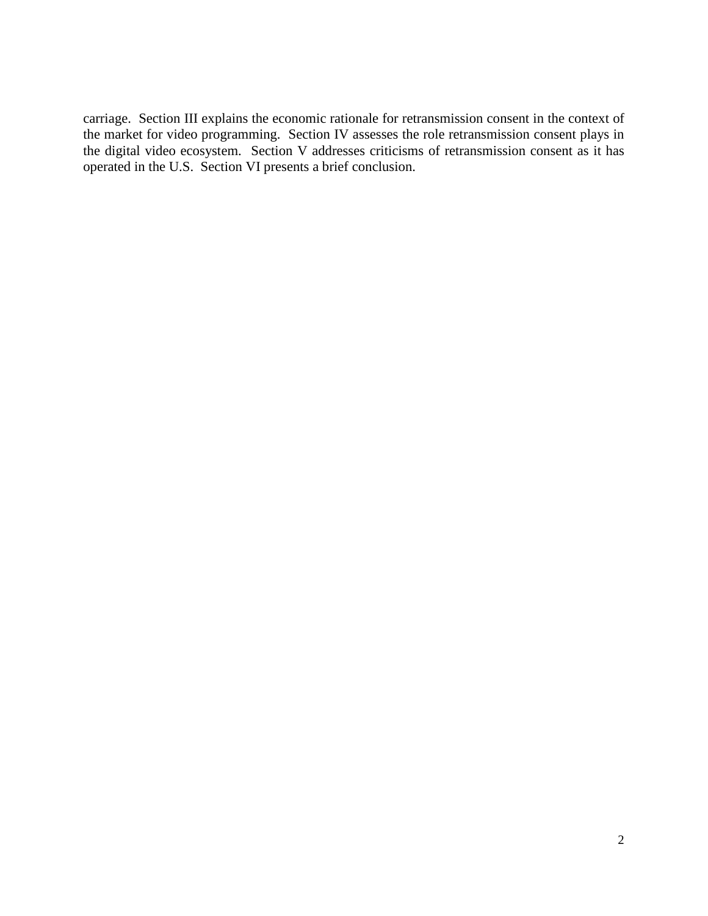carriage.  Section III explains the economic rationale for retransmission consent in the context of the market for video programming.  Section IV assesses the role retransmission consent plays in the digital video ecosystem.  Section V addresses criticisms of retransmission consent as it has operated in the U.S.  Section VI presents a brief conclusion.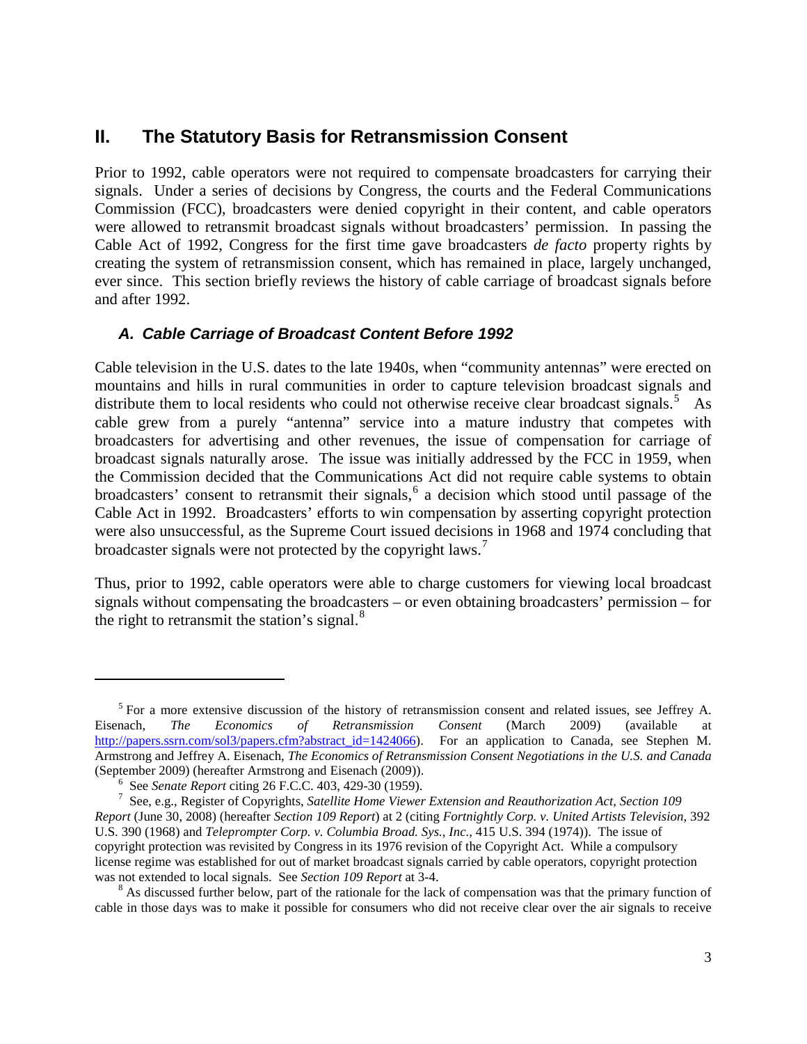## II. The Statutory Basis for Retransmission Consent

Prior to 1992, cable operators were not required to compensate broadcasters for carrying their signals. Under a series of decisions by Congress, the courts and the Federal Communications Commission (FCC), broadcasters were denied copyright in their content, and cable operators were allowed to retransmit broadcast signals without broadcasters' permission. In passing the Cable Act of 1992, Congress for the first time gave broadcasters *de facto* property rights by creating the system of retransmission consent, which has remained in place, largely unchanged, ever since. This section briefly reviews the history of cable carriage of broadcast signals before and after 1992.

### *A. Cable Carriage of Broadcast Content Before 1992*

Cable television in the U.S. dates to the late 1940s, when "community antennas" were erected on mountains and hills in rural communities in order to capture television broadcast signals and distribute them to local residents who could not otherwise receive clear broadcast signals.[5] As cable grew from a purely "antenna" service into a mature industry that competes with broadcasters for advertising and other revenues, the issue of compensation for carriage of broadcast signals naturally arose. The issue was initially addressed by the FCC in 1959, when the Commission decided that the Communications Act did not require cable systems to obtain broadcasters' consent to retransmit their signals,[6] a decision which stood until passage of the Cable Act in 1992. Broadcasters' efforts to win compensation by asserting copyright protection were also unsuccessful, as the Supreme Court issued decisions in 1968 and 1974 concluding that broadcaster signals were not protected by the copyright laws.[7]

Thus, prior to 1992, cable operators were able to charge customers for viewing local broadcast signals without compensating the broadcasters – or even obtaining broadcasters' permission – for the right to retransmit the station's signal.[8]

---

[5] For a more extensive discussion of the history of retransmission consent and related issues, see Jeffrey A. Eisenach, *The Economics of Retransmission Consent* (March 2009) (available at http://papers.ssrn.com/sol3/papers.cfm?abstract_id=1424066). For an application to Canada, see Stephen M. Armstrong and Jeffrey A. Eisenach, *The Economics of Retransmission Consent Negotiations in the U.S. and Canada* (September 2009) (hereafter Armstrong and Eisenach (2009)).

[6] See *Senate Report* citing 26 F.C.C. 403, 429-30 (1959).

[7] See, e.g., Register of Copyrights, *Satellite Home Viewer Extension and Reauthorization Act, Section 109 Report* (June 30, 2008) (hereafter *Section 109 Report*) at 2 (citing *Fortnightly Corp. v. United Artists Television*, 392 U.S. 390 (1968) and *Teleprompter Corp. v. Columbia Broad. Sys., Inc.*, 415 U.S. 394 (1974)). The issue of copyright protection was revisited by Congress in its 1976 revision of the Copyright Act. While a compulsory license regime was established for out of market broadcast signals carried by cable operators, copyright protection was not extended to local signals. See *Section 109 Report* at 3-4.

[8] As discussed further below, part of the rationale for the lack of compensation was that the primary function of cable in those days was to make it possible for consumers who did not receive clear over the air signals to receive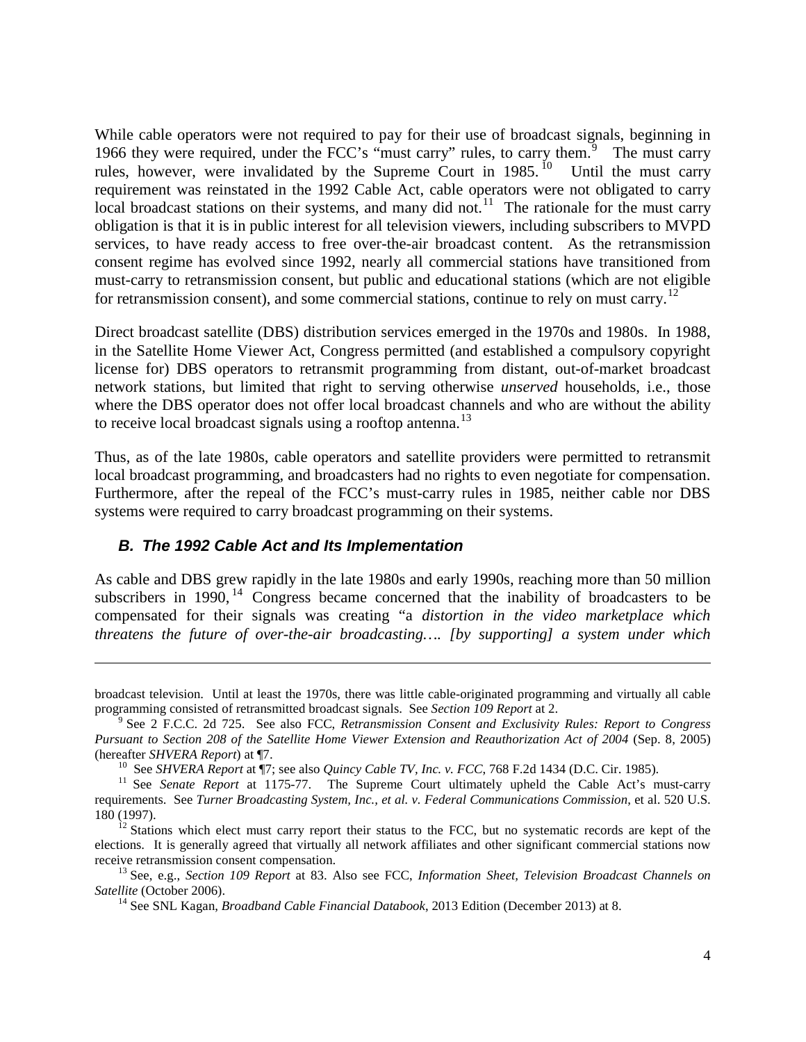While cable operators were not required to pay for their use of broadcast signals, beginning in 1966 they were required, under the FCC's "must carry" rules, to carry them.[9] The must carry rules, however, were invalidated by the Supreme Court in 1985.[10] Until the must carry requirement was reinstated in the 1992 Cable Act, cable operators were not obligated to carry local broadcast stations on their systems, and many did not.[11] The rationale for the must carry obligation is that it is in public interest for all television viewers, including subscribers to MVPD services, to have ready access to free over-the-air broadcast content. As the retransmission consent regime has evolved since 1992, nearly all commercial stations have transitioned from must-carry to retransmission consent, but public and educational stations (which are not eligible for retransmission consent), and some commercial stations, continue to rely on must carry.[12]

Direct broadcast satellite (DBS) distribution services emerged in the 1970s and 1980s. In 1988, in the Satellite Home Viewer Act, Congress permitted (and established a compulsory copyright license for) DBS operators to retransmit programming from distant, out-of-market broadcast network stations, but limited that right to serving otherwise *unserved* households, i.e., those where the DBS operator does not offer local broadcast channels and who are without the ability to receive local broadcast signals using a rooftop antenna.[13]

Thus, as of the late 1980s, cable operators and satellite providers were permitted to retransmit local broadcast programming, and broadcasters had no rights to even negotiate for compensation. Furthermore, after the repeal of the FCC's must-carry rules in 1985, neither cable nor DBS systems were required to carry broadcast programming on their systems.

### *B. The 1992 Cable Act and Its Implementation*

As cable and DBS grew rapidly in the late 1980s and early 1990s, reaching more than 50 million subscribers in 1990,[14] Congress became concerned that the inability of broadcasters to be compensated for their signals was creating "a *distortion in the video marketplace which threatens the future of over-the-air broadcasting…. [by supporting] a system under which*

---

broadcast television. Until at least the 1970s, there was little cable-originated programming and virtually all cable programming consisted of retransmitted broadcast signals. See *Section 109 Report* at 2.

[9] See 2 F.C.C. 2d 725. See also FCC, *Retransmission Consent and Exclusivity Rules: Report to Congress Pursuant to Section 208 of the Satellite Home Viewer Extension and Reauthorization Act of 2004* (Sep. 8, 2005) (hereafter *SHVERA Report*) at ¶7.

[10] See *SHVERA Report* at ¶7; see also *Quincy Cable TV, Inc. v. FCC*, 768 F.2d 1434 (D.C. Cir. 1985).

[11] See *Senate Report* at 1175-77. The Supreme Court ultimately upheld the Cable Act's must-carry requirements. See *Turner Broadcasting System, Inc., et al. v. Federal Communications Commission*, et al. 520 U.S. 180 (1997).

[12] Stations which elect must carry report their status to the FCC, but no systematic records are kept of the elections. It is generally agreed that virtually all network affiliates and other significant commercial stations now receive retransmission consent compensation.

[13] See, e.g., *Section 109 Report* at 83. Also see FCC, *Information Sheet, Television Broadcast Channels on Satellite* (October 2006).

[14] See SNL Kagan, *Broadband Cable Financial Databook*, 2013 Edition (December 2013) at 8.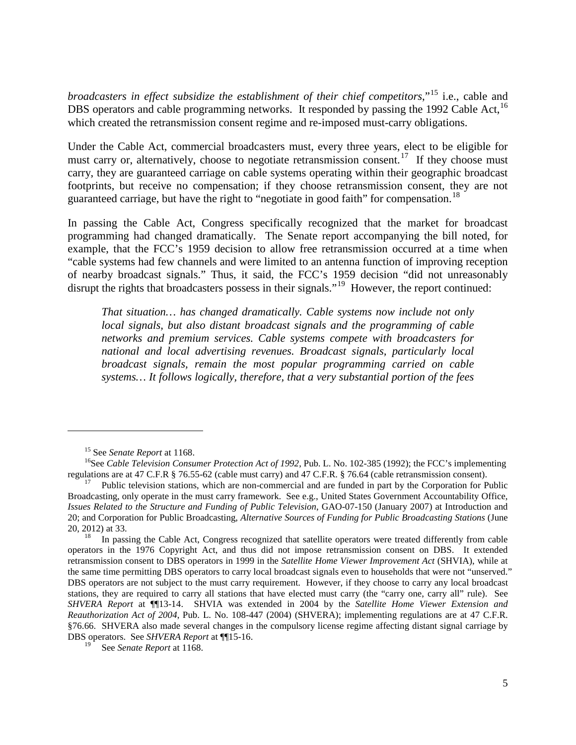*broadcasters in effect subsidize the establishment of their chief competitors*,"[15] i.e., cable and DBS operators and cable programming networks. It responded by passing the 1992 Cable Act,[16] which created the retransmission consent regime and re-imposed must-carry obligations.

Under the Cable Act, commercial broadcasters must, every three years, elect to be eligible for must carry or, alternatively, choose to negotiate retransmission consent.[17] If they choose must carry, they are guaranteed carriage on cable systems operating within their geographic broadcast footprints, but receive no compensation; if they choose retransmission consent, they are not guaranteed carriage, but have the right to "negotiate in good faith" for compensation.[18]

In passing the Cable Act, Congress specifically recognized that the market for broadcast programming had changed dramatically. The Senate report accompanying the bill noted, for example, that the FCC's 1959 decision to allow free retransmission occurred at a time when "cable systems had few channels and were limited to an antenna function of improving reception of nearby broadcast signals." Thus, it said, the FCC's 1959 decision "did not unreasonably disrupt the rights that broadcasters possess in their signals."[19] However, the report continued:

> *That situation… has changed dramatically. Cable systems now include not only local signals, but also distant broadcast signals and the programming of cable networks and premium services. Cable systems compete with broadcasters for national and local advertising revenues. Broadcast signals, particularly local broadcast signals, remain the most popular programming carried on cable systems… It follows logically, therefore, that a very substantial portion of the fees*

---

[15] See *Senate Report* at 1168.

[16] See *Cable Television Consumer Protection Act of 1992*, Pub. L. No. 102-385 (1992); the FCC's implementing regulations are at 47 C.F.R § 76.55-62 (cable must carry) and 47 C.F.R. § 76.64 (cable retransmission consent).

[17] Public television stations, which are non-commercial and are funded in part by the Corporation for Public Broadcasting, only operate in the must carry framework. See e.g., United States Government Accountability Office, *Issues Related to the Structure and Funding of Public Television*, GAO-07-150 (January 2007) at Introduction and 20; and Corporation for Public Broadcasting, *Alternative Sources of Funding for Public Broadcasting Stations* (June 20, 2012) at 33.

[18] In passing the Cable Act, Congress recognized that satellite operators were treated differently from cable operators in the 1976 Copyright Act, and thus did not impose retransmission consent on DBS. It extended retransmission consent to DBS operators in 1999 in the *Satellite Home Viewer Improvement Act* (SHVIA), while at the same time permitting DBS operators to carry local broadcast signals even to households that were not "unserved." DBS operators are not subject to the must carry requirement. However, if they choose to carry any local broadcast stations, they are required to carry all stations that have elected must carry (the "carry one, carry all" rule). See *SHVERA Report* at ¶¶13-14. SHVIA was extended in 2004 by the *Satellite Home Viewer Extension and Reauthorization Act of 2004*, Pub. L. No. 108-447 (2004) (SHVERA); implementing regulations are at 47 C.F.R. §76.66. SHVERA also made several changes in the compulsory license regime affecting distant signal carriage by DBS operators. See *SHVERA Report* at ¶¶15-16.

[19] See *Senate Report* at 1168.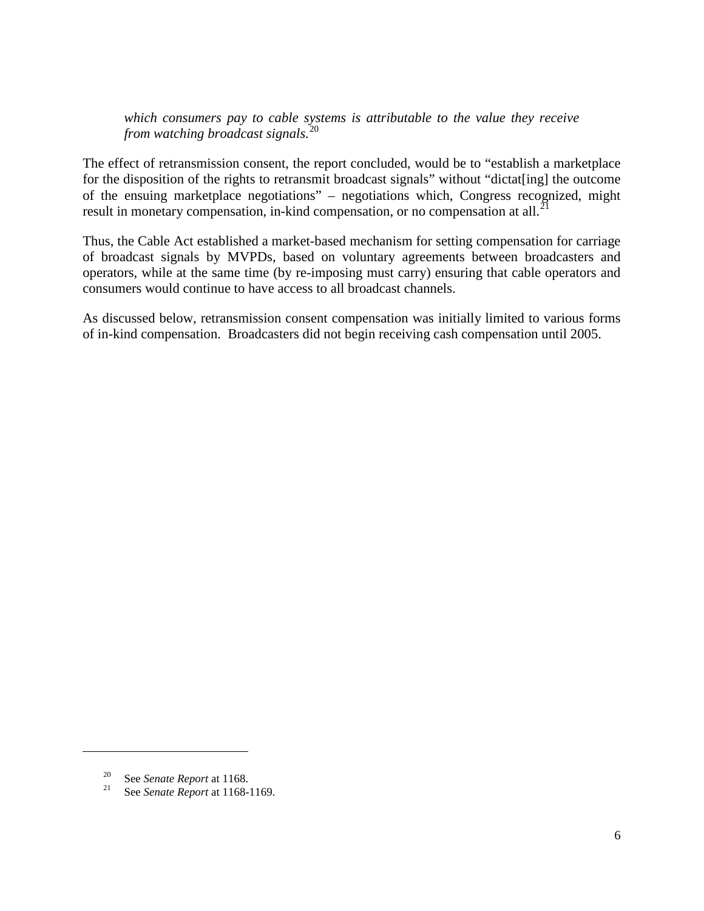> *which consumers pay to cable systems is attributable to the value they receive from watching broadcast signals.*[20]

The effect of retransmission consent, the report concluded, would be to "establish a marketplace for the disposition of the rights to retransmit broadcast signals" without "dictat[ing] the outcome of the ensuing marketplace negotiations" – negotiations which, Congress recognized, might result in monetary compensation, in-kind compensation, or no compensation at all.[21]

Thus, the Cable Act established a market-based mechanism for setting compensation for carriage of broadcast signals by MVPDs, based on voluntary agreements between broadcasters and operators, while at the same time (by re-imposing must carry) ensuring that cable operators and consumers would continue to have access to all broadcast channels.

As discussed below, retransmission consent compensation was initially limited to various forms of in-kind compensation. Broadcasters did not begin receiving cash compensation until 2005.

---

[20] See *Senate Report* at 1168.

[21] See *Senate Report* at 1168-1169.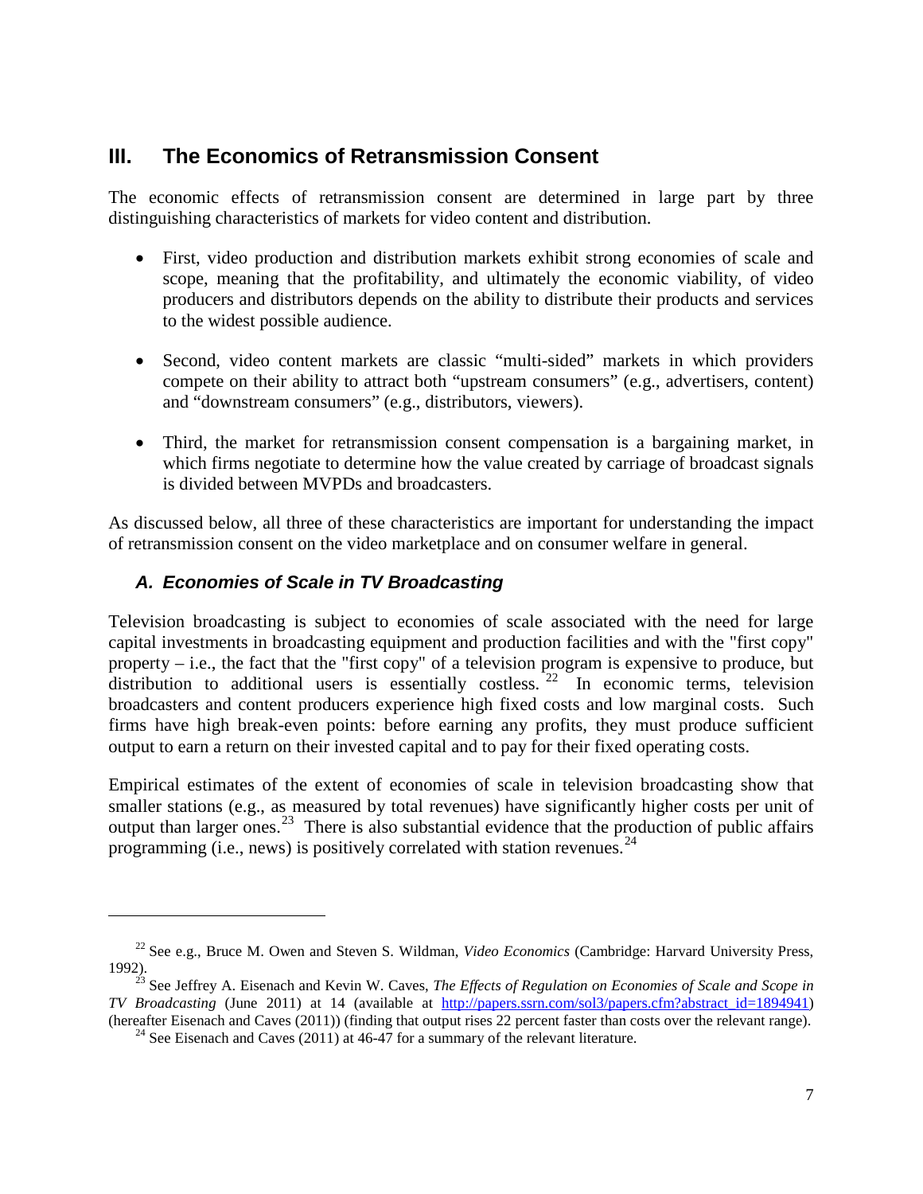## III. The Economics of Retransmission Consent

The economic effects of retransmission consent are determined in large part by three distinguishing characteristics of markets for video content and distribution.

- First, video production and distribution markets exhibit strong economies of scale and scope, meaning that the profitability, and ultimately the economic viability, of video producers and distributors depends on the ability to distribute their products and services to the widest possible audience.
- Second, video content markets are classic "multi-sided" markets in which providers compete on their ability to attract both "upstream consumers" (e.g., advertisers, content) and "downstream consumers" (e.g., distributors, viewers).
- Third, the market for retransmission consent compensation is a bargaining market, in which firms negotiate to determine how the value created by carriage of broadcast signals is divided between MVPDs and broadcasters.

As discussed below, all three of these characteristics are important for understanding the impact of retransmission consent on the video marketplace and on consumer welfare in general.

### *A. Economies of Scale in TV Broadcasting*

Television broadcasting is subject to economies of scale associated with the need for large capital investments in broadcasting equipment and production facilities and with the "first copy" property – i.e., the fact that the "first copy" of a television program is expensive to produce, but distribution to additional users is essentially costless.[22] In economic terms, television broadcasters and content producers experience high fixed costs and low marginal costs. Such firms have high break-even points: before earning any profits, they must produce sufficient output to earn a return on their invested capital and to pay for their fixed operating costs.

Empirical estimates of the extent of economies of scale in television broadcasting show that smaller stations (e.g., as measured by total revenues) have significantly higher costs per unit of output than larger ones.[23] There is also substantial evidence that the production of public affairs programming (i.e., news) is positively correlated with station revenues.[24]

---

[22] See e.g., Bruce M. Owen and Steven S. Wildman, *Video Economics* (Cambridge: Harvard University Press, 1992).

[23] See Jeffrey A. Eisenach and Kevin W. Caves, *The Effects of Regulation on Economies of Scale and Scope in TV Broadcasting* (June 2011) at 14 (available at http://papers.ssrn.com/sol3/papers.cfm?abstract_id=1894941) (hereafter Eisenach and Caves (2011)) (finding that output rises 22 percent faster than costs over the relevant range).

[24] See Eisenach and Caves (2011) at 46-47 for a summary of the relevant literature.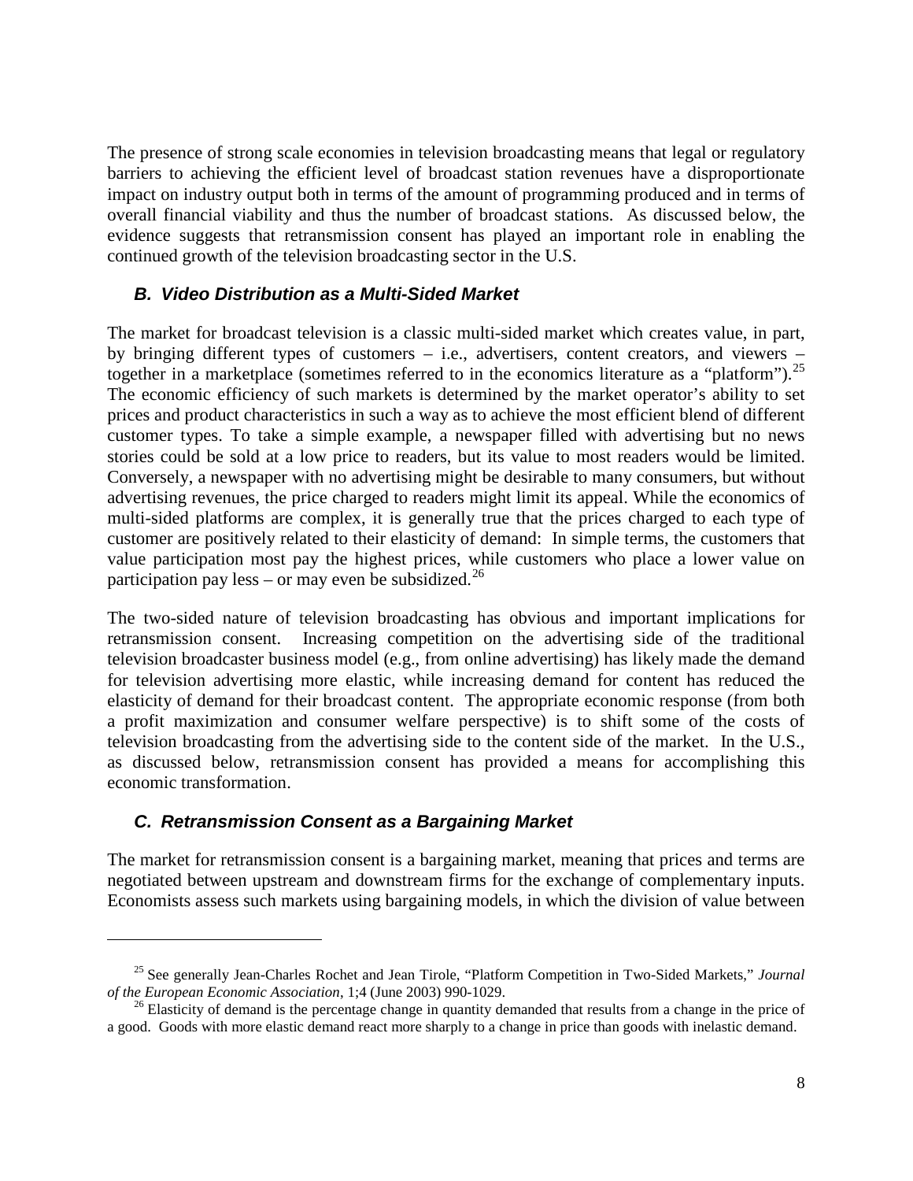The presence of strong scale economies in television broadcasting means that legal or regulatory barriers to achieving the efficient level of broadcast station revenues have a disproportionate impact on industry output both in terms of the amount of programming produced and in terms of overall financial viability and thus the number of broadcast stations. As discussed below, the evidence suggests that retransmission consent has played an important role in enabling the continued growth of the television broadcasting sector in the U.S.

### ***B. Video Distribution as a Multi-Sided Market***

The market for broadcast television is a classic multi-sided market which creates value, in part, by bringing different types of customers – i.e., advertisers, content creators, and viewers – together in a marketplace (sometimes referred to in the economics literature as a "platform").[25] The economic efficiency of such markets is determined by the market operator's ability to set prices and product characteristics in such a way as to achieve the most efficient blend of different customer types. To take a simple example, a newspaper filled with advertising but no news stories could be sold at a low price to readers, but its value to most readers would be limited. Conversely, a newspaper with no advertising might be desirable to many consumers, but without advertising revenues, the price charged to readers might limit its appeal. While the economics of multi-sided platforms are complex, it is generally true that the prices charged to each type of customer are positively related to their elasticity of demand: In simple terms, the customers that value participation most pay the highest prices, while customers who place a lower value on participation pay less – or may even be subsidized.[26]

The two-sided nature of television broadcasting has obvious and important implications for retransmission consent. Increasing competition on the advertising side of the traditional television broadcaster business model (e.g., from online advertising) has likely made the demand for television advertising more elastic, while increasing demand for content has reduced the elasticity of demand for their broadcast content. The appropriate economic response (from both a profit maximization and consumer welfare perspective) is to shift some of the costs of television broadcasting from the advertising side to the content side of the market. In the U.S., as discussed below, retransmission consent has provided a means for accomplishing this economic transformation.

### ***C. Retransmission Consent as a Bargaining Market***

The market for retransmission consent is a bargaining market, meaning that prices and terms are negotiated between upstream and downstream firms for the exchange of complementary inputs. Economists assess such markets using bargaining models, in which the division of value between

---

[25] See generally Jean-Charles Rochet and Jean Tirole, "Platform Competition in Two-Sided Markets," *Journal of the European Economic Association*, 1;4 (June 2003) 990-1029.

[26] Elasticity of demand is the percentage change in quantity demanded that results from a change in the price of a good. Goods with more elastic demand react more sharply to a change in price than goods with inelastic demand.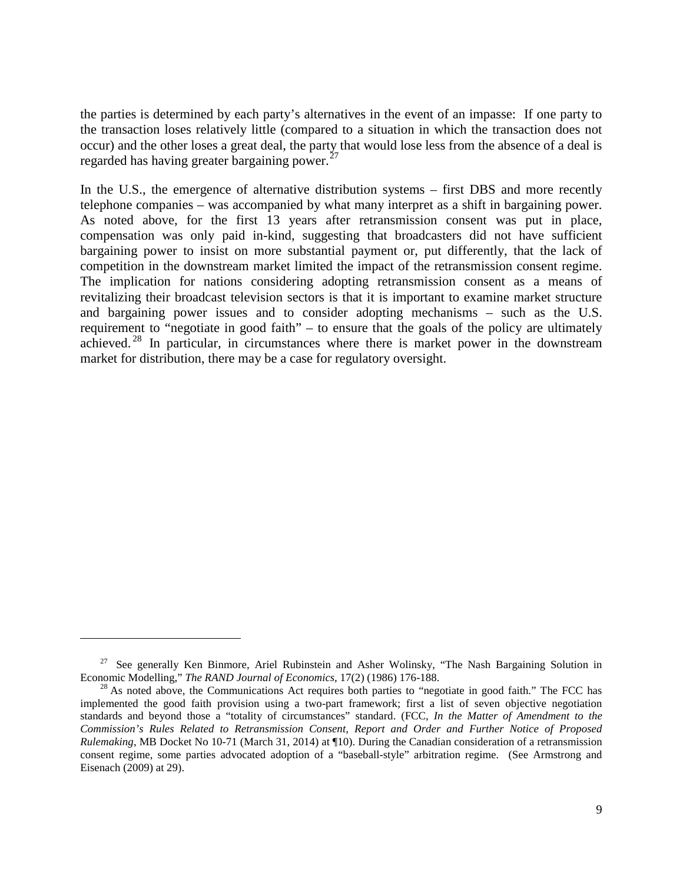the parties is determined by each party's alternatives in the event of an impasse: If one party to the transaction loses relatively little (compared to a situation in which the transaction does not occur) and the other loses a great deal, the party that would lose less from the absence of a deal is regarded has having greater bargaining power.[27]

In the U.S., the emergence of alternative distribution systems – first DBS and more recently telephone companies – was accompanied by what many interpret as a shift in bargaining power. As noted above, for the first 13 years after retransmission consent was put in place, compensation was only paid in-kind, suggesting that broadcasters did not have sufficient bargaining power to insist on more substantial payment or, put differently, that the lack of competition in the downstream market limited the impact of the retransmission consent regime. The implication for nations considering adopting retransmission consent as a means of revitalizing their broadcast television sectors is that it is important to examine market structure and bargaining power issues and to consider adopting mechanisms – such as the U.S. requirement to "negotiate in good faith" – to ensure that the goals of the policy are ultimately achieved.[28] In particular, in circumstances where there is market power in the downstream market for distribution, there may be a case for regulatory oversight.

---

[27] See generally Ken Binmore, Ariel Rubinstein and Asher Wolinsky, "The Nash Bargaining Solution in Economic Modelling," *The RAND Journal of Economics*, 17(2) (1986) 176-188.

[28] As noted above, the Communications Act requires both parties to "negotiate in good faith." The FCC has implemented the good faith provision using a two-part framework; first a list of seven objective negotiation standards and beyond those a "totality of circumstances" standard. (FCC, *In the Matter of Amendment to the Commission's Rules Related to Retransmission Consent, Report and Order and Further Notice of Proposed Rulemaking*, MB Docket No 10-71 (March 31, 2014) at ¶10). During the Canadian consideration of a retransmission consent regime, some parties advocated adoption of a "baseball-style" arbitration regime. (See Armstrong and Eisenach (2009) at 29).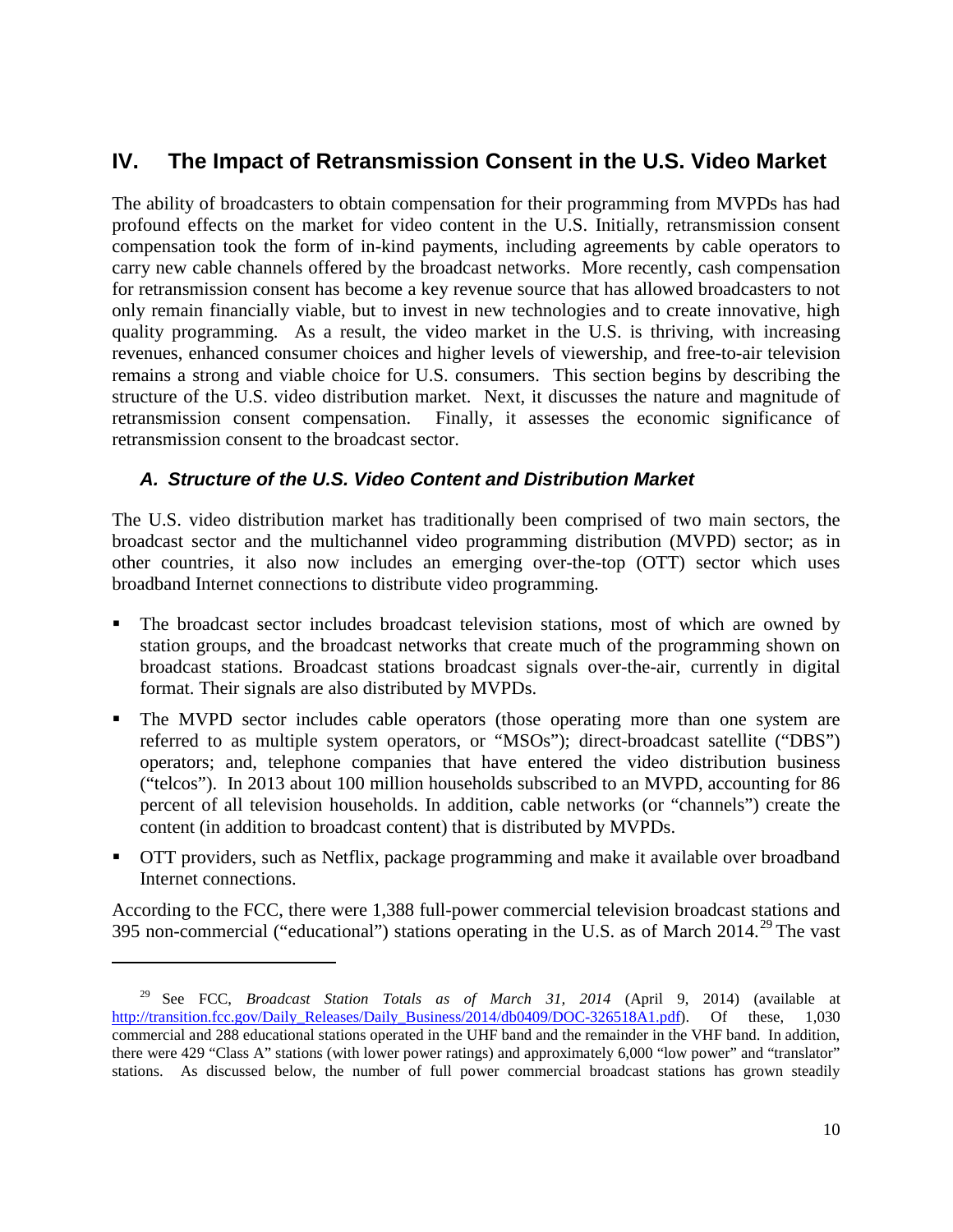## IV. The Impact of Retransmission Consent in the U.S. Video Market

The ability of broadcasters to obtain compensation for their programming from MVPDs has had profound effects on the market for video content in the U.S. Initially, retransmission consent compensation took the form of in-kind payments, including agreements by cable operators to carry new cable channels offered by the broadcast networks. More recently, cash compensation for retransmission consent has become a key revenue source that has allowed broadcasters to not only remain financially viable, but to invest in new technologies and to create innovative, high quality programming. As a result, the video market in the U.S. is thriving, with increasing revenues, enhanced consumer choices and higher levels of viewership, and free-to-air television remains a strong and viable choice for U.S. consumers. This section begins by describing the structure of the U.S. video distribution market. Next, it discusses the nature and magnitude of retransmission consent compensation. Finally, it assesses the economic significance of retransmission consent to the broadcast sector.

### *A. Structure of the U.S. Video Content and Distribution Market*

The U.S. video distribution market has traditionally been comprised of two main sectors, the broadcast sector and the multichannel video programming distribution (MVPD) sector; as in other countries, it also now includes an emerging over-the-top (OTT) sector which uses broadband Internet connections to distribute video programming.

- The broadcast sector includes broadcast television stations, most of which are owned by station groups, and the broadcast networks that create much of the programming shown on broadcast stations. Broadcast stations broadcast signals over-the-air, currently in digital format. Their signals are also distributed by MVPDs.
- The MVPD sector includes cable operators (those operating more than one system are referred to as multiple system operators, or "MSOs"); direct-broadcast satellite ("DBS") operators; and, telephone companies that have entered the video distribution business ("telcos"). In 2013 about 100 million households subscribed to an MVPD, accounting for 86 percent of all television households. In addition, cable networks (or "channels") create the content (in addition to broadcast content) that is distributed by MVPDs.
- OTT providers, such as Netflix, package programming and make it available over broadband Internet connections.

According to the FCC, there were 1,388 full-power commercial television broadcast stations and 395 non-commercial ("educational") stations operating in the U.S. as of March 2014.[29] The vast

---

[29] See FCC, *Broadcast Station Totals as of March 31, 2014* (April 9, 2014) (available at http://transition.fcc.gov/Daily_Releases/Daily_Business/2014/db0409/DOC-326518A1.pdf). Of these, 1,030 commercial and 288 educational stations operated in the UHF band and the remainder in the VHF band. In addition, there were 429 "Class A" stations (with lower power ratings) and approximately 6,000 "low power" and "translator" stations. As discussed below, the number of full power commercial broadcast stations has grown steadily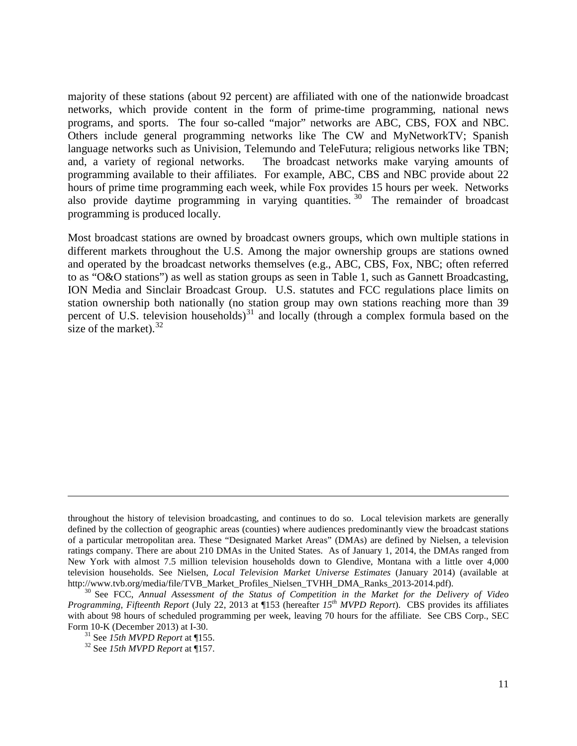majority of these stations (about 92 percent) are affiliated with one of the nationwide broadcast networks, which provide content in the form of prime-time programming, national news programs, and sports. The four so-called "major" networks are ABC, CBS, FOX and NBC. Others include general programming networks like The CW and MyNetworkTV; Spanish language networks such as Univision, Telemundo and TeleFutura; religious networks like TBN; and, a variety of regional networks. The broadcast networks make varying amounts of programming available to their affiliates. For example, ABC, CBS and NBC provide about 22 hours of prime time programming each week, while Fox provides 15 hours per week. Networks also provide daytime programming in varying quantities.[30] The remainder of broadcast programming is produced locally.

Most broadcast stations are owned by broadcast owners groups, which own multiple stations in different markets throughout the U.S. Among the major ownership groups are stations owned and operated by the broadcast networks themselves (e.g., ABC, CBS, Fox, NBC; often referred to as "O&O stations") as well as station groups as seen in Table 1, such as Gannett Broadcasting, ION Media and Sinclair Broadcast Group. U.S. statutes and FCC regulations place limits on station ownership both nationally (no station group may own stations reaching more than 39 percent of U.S. television households)[31] and locally (through a complex formula based on the size of the market).[32]

---

throughout the history of television broadcasting, and continues to do so. Local television markets are generally defined by the collection of geographic areas (counties) where audiences predominantly view the broadcast stations of a particular metropolitan area. These "Designated Market Areas" (DMAs) are defined by Nielsen, a television ratings company. There are about 210 DMAs in the United States. As of January 1, 2014, the DMAs ranged from New York with almost 7.5 million television households down to Glendive, Montana with a little over 4,000 television households. See Nielsen, *Local Television Market Universe Estimates* (January 2014) (available at http://www.tvb.org/media/file/TVB_Market_Profiles_Nielsen_TVHH_DMA_Ranks_2013-2014.pdf).

[30] See FCC, *Annual Assessment of the Status of Competition in the Market for the Delivery of Video Programming, Fifteenth Report* (July 22, 2013 at ¶153 (hereafter *15th MVPD Report*). CBS provides its affiliates with about 98 hours of scheduled programming per week, leaving 70 hours for the affiliate. See CBS Corp., SEC Form 10-K (December 2013) at I-30.

[31] See *15th MVPD Report* at ¶155.

[32] See *15th MVPD Report* at ¶157.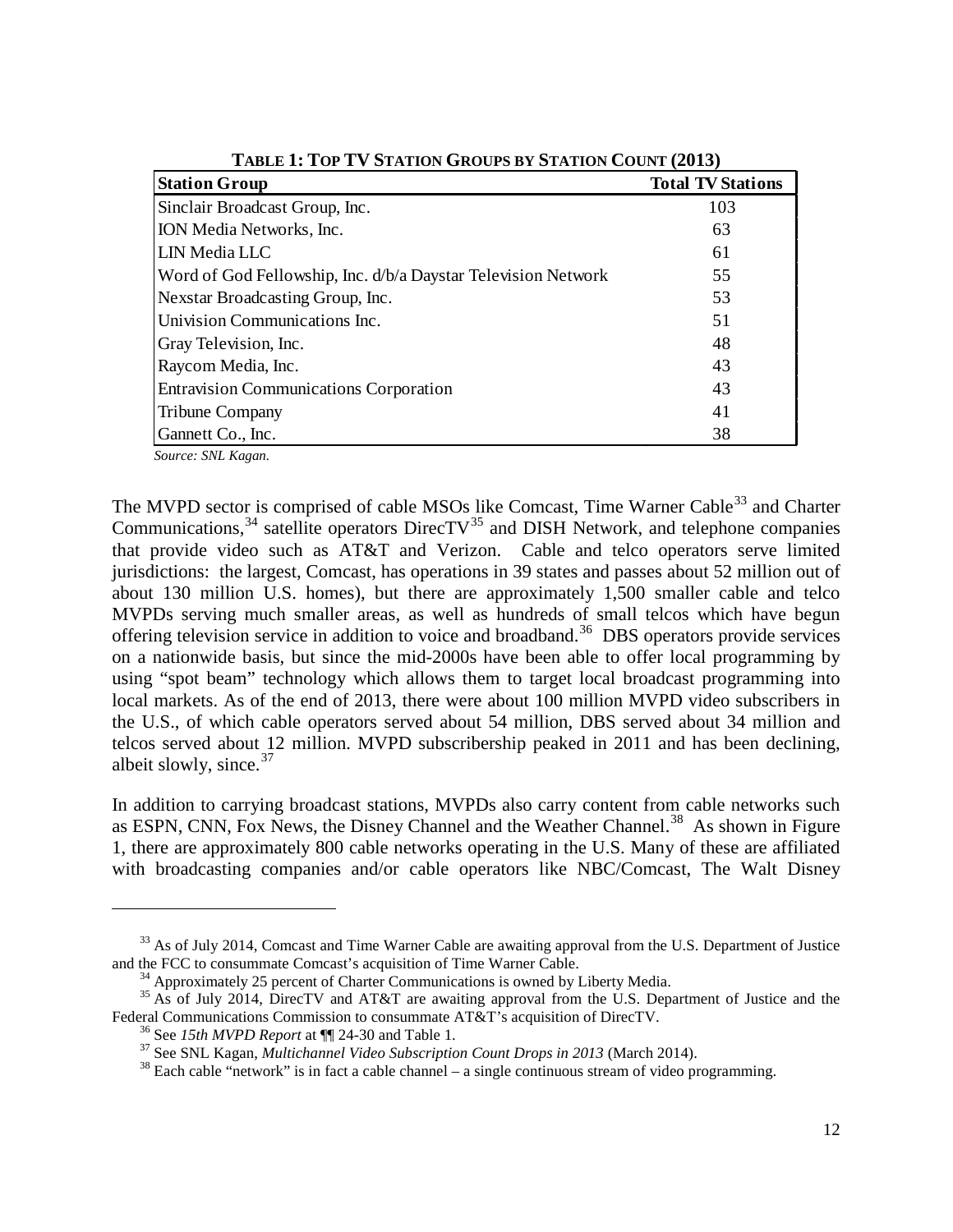**TABLE 1: TOP TV STATION GROUPS BY STATION COUNT (2013)**

| Station Group | Total TV Stations |
|---|---|
| Sinclair Broadcast Group, Inc. | 103 |
| ION Media Networks, Inc. | 63 |
| LIN Media LLC | 61 |
| Word of God Fellowship, Inc. d/b/a Daystar Television Network | 55 |
| Nexstar Broadcasting Group, Inc. | 53 |
| Univision Communications Inc. | 51 |
| Gray Television, Inc. | 48 |
| Raycom Media, Inc. | 43 |
| Entravision Communications Corporation | 43 |
| Tribune Company | 41 |
| Gannett Co., Inc. | 38 |

*Source: SNL Kagan.*

The MVPD sector is comprised of cable MSOs like Comcast, Time Warner Cable[33] and Charter Communications,[34] satellite operators DirecTV[35] and DISH Network, and telephone companies that provide video such as AT&T and Verizon. Cable and telco operators serve limited jurisdictions: the largest, Comcast, has operations in 39 states and passes about 52 million out of about 130 million U.S. homes), but there are approximately 1,500 smaller cable and telco MVPDs serving much smaller areas, as well as hundreds of small telcos which have begun offering television service in addition to voice and broadband.[36] DBS operators provide services on a nationwide basis, but since the mid-2000s have been able to offer local programming by using "spot beam" technology which allows them to target local broadcast programming into local markets. As of the end of 2013, there were about 100 million MVPD video subscribers in the U.S., of which cable operators served about 54 million, DBS served about 34 million and telcos served about 12 million. MVPD subscribership peaked in 2011 and has been declining, albeit slowly, since.[37]

In addition to carrying broadcast stations, MVPDs also carry content from cable networks such as ESPN, CNN, Fox News, the Disney Channel and the Weather Channel.[38] As shown in Figure 1, there are approximately 800 cable networks operating in the U.S. Many of these are affiliated with broadcasting companies and/or cable operators like NBC/Comcast, The Walt Disney

[33] As of July 2014, Comcast and Time Warner Cable are awaiting approval from the U.S. Department of Justice and the FCC to consummate Comcast's acquisition of Time Warner Cable.

[34] Approximately 25 percent of Charter Communications is owned by Liberty Media.

[35] As of July 2014, DirecTV and AT&T are awaiting approval from the U.S. Department of Justice and the Federal Communications Commission to consummate AT&T's acquisition of DirecTV.

[36] See *15th MVPD Report* at ¶¶ 24-30 and Table 1.

[37] See SNL Kagan, *Multichannel Video Subscription Count Drops in 2013* (March 2014).

[38] Each cable "network" is in fact a cable channel – a single continuous stream of video programming.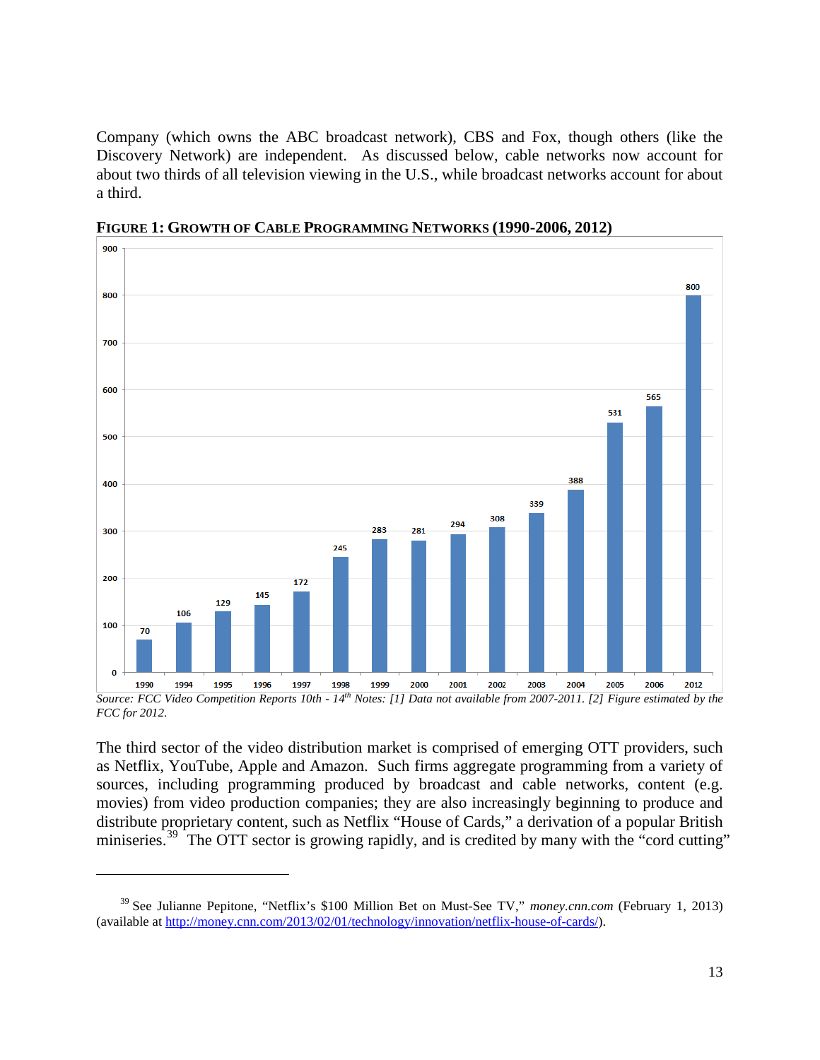Company (which owns the ABC broadcast network), CBS and Fox, though others (like the Discovery Network) are independent. As discussed below, cable networks now account for about two thirds of all television viewing in the U.S., while broadcast networks account for about a third.

**FIGURE 1: GROWTH OF CABLE PROGRAMMING NETWORKS (1990-2006, 2012)**

| Year | Number of Cable Programming Networks |
|---|---|
| 1990 | 70 |
| 1994 | 106 |
| 1995 | 129 |
| 1996 | 145 |
| 1997 | 172 |
| 1998 | 245 |
| 1999 | 283 |
| 2000 | 281 |
| 2001 | 294 |
| 2002 | 308 |
| 2003 | 339 |
| 2004 | 388 |
| 2005 | 531 |
| 2006 | 565 |
| 2012 | 800 |

*Source: FCC Video Competition Reports 10th - 14th Notes: [1] Data not available from 2007-2011. [2] Figure estimated by the FCC for 2012.*

The third sector of the video distribution market is comprised of emerging OTT providers, such as Netflix, YouTube, Apple and Amazon. Such firms aggregate programming from a variety of sources, including programming produced by broadcast and cable networks, content (e.g. movies) from video production companies; they are also increasingly beginning to produce and distribute proprietary content, such as Netflix "House of Cards," a derivation of a popular British miniseries.[39] The OTT sector is growing rapidly, and is credited by many with the "cord cutting"

---

[39] See Julianne Pepitone, "Netflix's $100 Million Bet on Must-See TV," *money.cnn.com* (February 1, 2013) (available at http://money.cnn.com/2013/02/01/technology/innovation/netflix-house-of-cards/).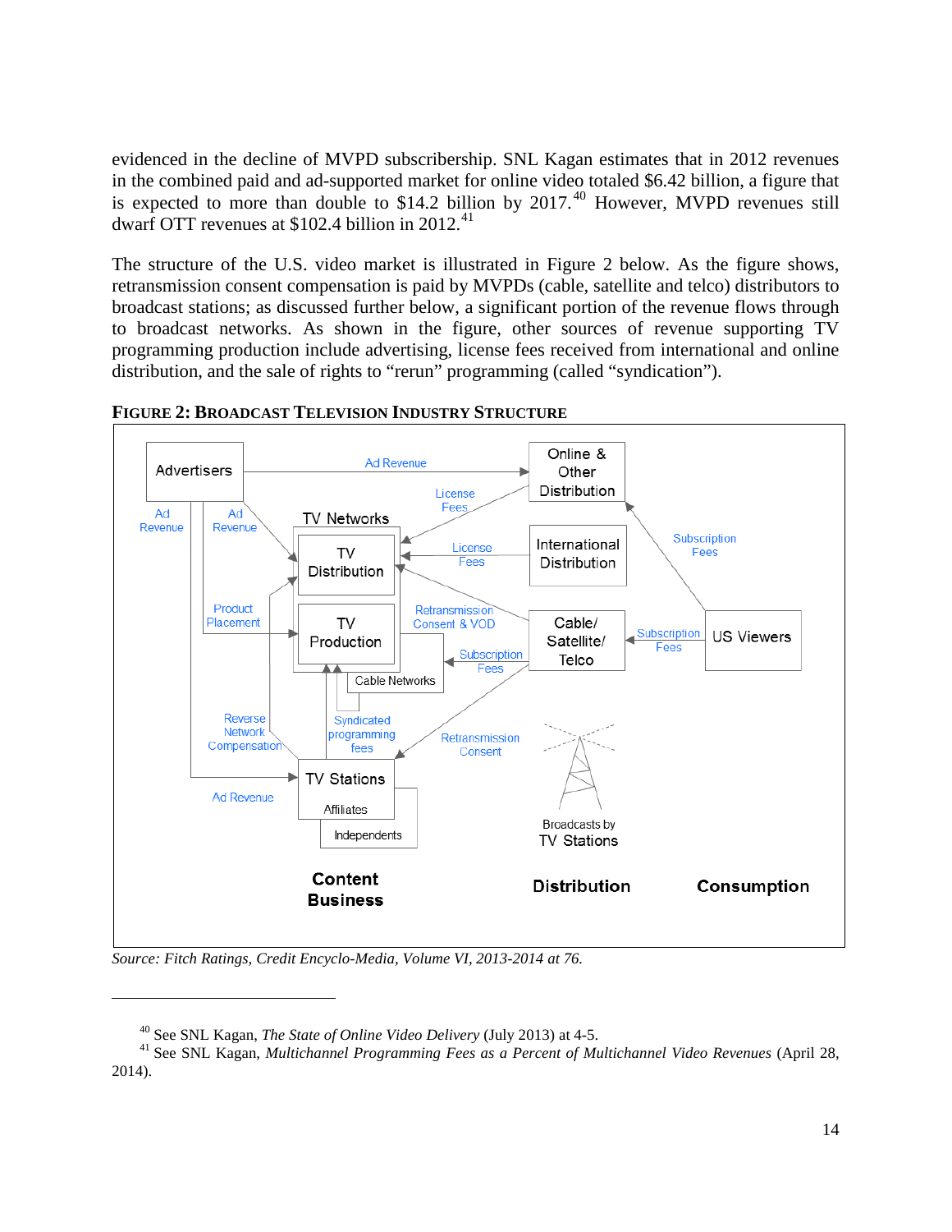evidenced in the decline of MVPD subscribership. SNL Kagan estimates that in 2012 revenues in the combined paid and ad-supported market for online video totaled $6.42 billion, a figure that is expected to more than double to $14.2 billion by 2017.[40] However, MVPD revenues still dwarf OTT revenues at $102.4 billion in 2012.[41]

The structure of the U.S. video market is illustrated in Figure 2 below. As the figure shows, retransmission consent compensation is paid by MVPDs (cable, satellite and telco) distributors to broadcast stations; as discussed further below, a significant portion of the revenue flows through to broadcast networks. As shown in the figure, other sources of revenue supporting TV programming production include advertising, license fees received from international and online distribution, and the sale of rights to "rerun" programming (called "syndication").

**FIGURE 2: BROADCAST TELEVISION INDUSTRY STRUCTURE**

Advertisers — Ad Revenue — Online & Other Distribution — License Fees — TV Networks — TV Distribution — TV Production — Cable Networks — Ad Revenue — Product Placement — License Fees — International Distribution — Subscription Fees — Retransmission Consent & VOD — Cable/ Satellite/ Telco — Subscription Fees — US Viewers — Subscription Fees — Reverse Network Compensation — Syndicated programming fees — Retransmission Consent — TV Stations — Affiliates — Independents — Ad Revenue — Broadcasts by TV Stations — Content Business — Distribution — Consumption

*Source: Fitch Ratings, Credit Encyclo-Media, Volume VI, 2013-2014 at 76.*

---

[40] See SNL Kagan, *The State of Online Video Delivery* (July 2013) at 4-5.

[41] See SNL Kagan, *Multichannel Programming Fees as a Percent of Multichannel Video Revenues* (April 28, 2014).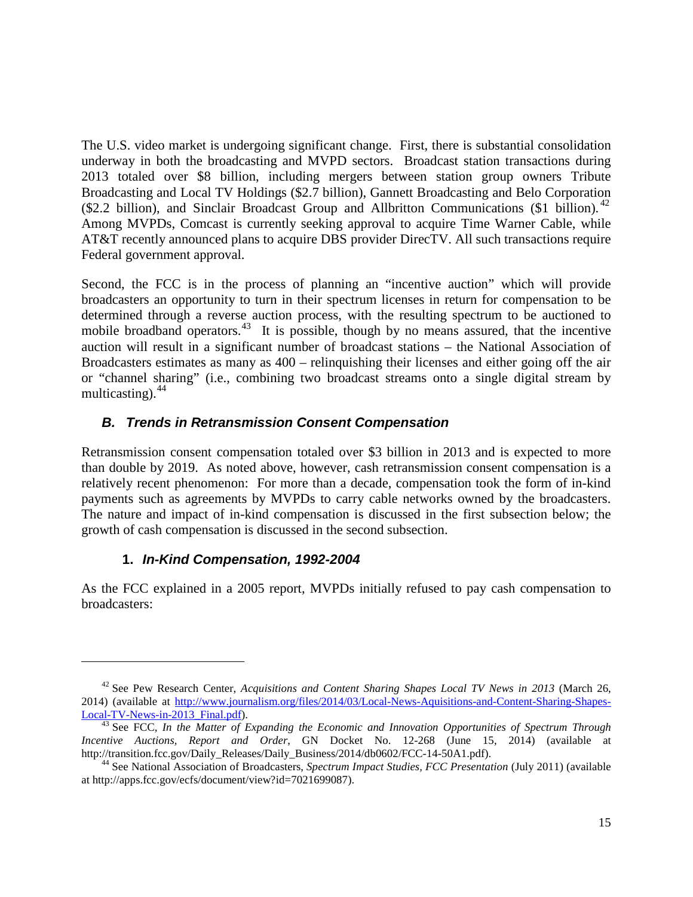The U.S. video market is undergoing significant change. First, there is substantial consolidation underway in both the broadcasting and MVPD sectors. Broadcast station transactions during 2013 totaled over $8 billion, including mergers between station group owners Tribute Broadcasting and Local TV Holdings ($2.7 billion), Gannett Broadcasting and Belo Corporation ($2.2 billion), and Sinclair Broadcast Group and Allbritton Communications ($1 billion).[42] Among MVPDs, Comcast is currently seeking approval to acquire Time Warner Cable, while AT&T recently announced plans to acquire DBS provider DirecTV. All such transactions require Federal government approval.

Second, the FCC is in the process of planning an "incentive auction" which will provide broadcasters an opportunity to turn in their spectrum licenses in return for compensation to be determined through a reverse auction process, with the resulting spectrum to be auctioned to mobile broadband operators.[43] It is possible, though by no means assured, that the incentive auction will result in a significant number of broadcast stations – the National Association of Broadcasters estimates as many as 400 – relinquishing their licenses and either going off the air or "channel sharing" (i.e., combining two broadcast streams onto a single digital stream by multicasting).[44]

### *B. Trends in Retransmission Consent Compensation*

Retransmission consent compensation totaled over $3 billion in 2013 and is expected to more than double by 2019. As noted above, however, cash retransmission consent compensation is a relatively recent phenomenon: For more than a decade, compensation took the form of in-kind payments such as agreements by MVPDs to carry cable networks owned by the broadcasters. The nature and impact of in-kind compensation is discussed in the first subsection below; the growth of cash compensation is discussed in the second subsection.

#### 1. *In-Kind Compensation, 1992-2004*

As the FCC explained in a 2005 report, MVPDs initially refused to pay cash compensation to broadcasters:

---

[42] See Pew Research Center, *Acquisitions and Content Sharing Shapes Local TV News in 2013* (March 26, 2014) (available at http://www.journalism.org/files/2014/03/Local-News-Aquisitions-and-Content-Sharing-Shapes-Local-TV-News-in-2013_Final.pdf).

[43] See FCC, *In the Matter of Expanding the Economic and Innovation Opportunities of Spectrum Through Incentive Auctions, Report and Order*, GN Docket No. 12-268 (June 15, 2014) (available at http://transition.fcc.gov/Daily_Releases/Daily_Business/2014/db0602/FCC-14-50A1.pdf).

[44] See National Association of Broadcasters, *Spectrum Impact Studies, FCC Presentation* (July 2011) (available at http://apps.fcc.gov/ecfs/document/view?id=7021699087).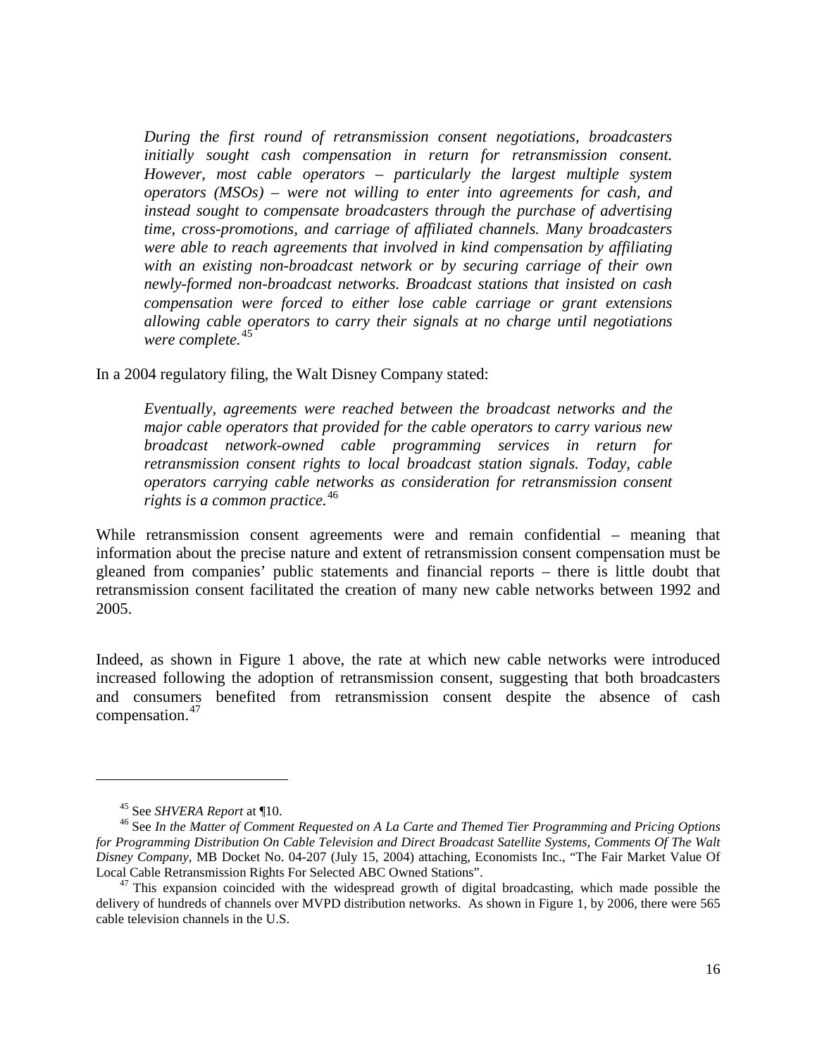> *During the first round of retransmission consent negotiations, broadcasters initially sought cash compensation in return for retransmission consent. However, most cable operators – particularly the largest multiple system operators (MSOs) – were not willing to enter into agreements for cash, and instead sought to compensate broadcasters through the purchase of advertising time, cross-promotions, and carriage of affiliated channels. Many broadcasters were able to reach agreements that involved in kind compensation by affiliating with an existing non-broadcast network or by securing carriage of their own newly-formed non-broadcast networks. Broadcast stations that insisted on cash compensation were forced to either lose cable carriage or grant extensions allowing cable operators to carry their signals at no charge until negotiations were complete.*[45]

In a 2004 regulatory filing, the Walt Disney Company stated:

> *Eventually, agreements were reached between the broadcast networks and the major cable operators that provided for the cable operators to carry various new broadcast network-owned cable programming services in return for retransmission consent rights to local broadcast station signals. Today, cable operators carrying cable networks as consideration for retransmission consent rights is a common practice.*[46]

While retransmission consent agreements were and remain confidential – meaning that information about the precise nature and extent of retransmission consent compensation must be gleaned from companies' public statements and financial reports – there is little doubt that retransmission consent facilitated the creation of many new cable networks between 1992 and 2005.

Indeed, as shown in Figure 1 above, the rate at which new cable networks were introduced increased following the adoption of retransmission consent, suggesting that both broadcasters and consumers benefited from retransmission consent despite the absence of cash compensation.[47]

---

[45] See *SHVERA Report* at ¶10.

[46] See *In the Matter of Comment Requested on A La Carte and Themed Tier Programming and Pricing Options for Programming Distribution On Cable Television and Direct Broadcast Satellite Systems, Comments Of The Walt Disney Company*, MB Docket No. 04-207 (July 15, 2004) attaching, Economists Inc., "The Fair Market Value Of Local Cable Retransmission Rights For Selected ABC Owned Stations".

[47] This expansion coincided with the widespread growth of digital broadcasting, which made possible the delivery of hundreds of channels over MVPD distribution networks. As shown in Figure 1, by 2006, there were 565 cable television channels in the U.S.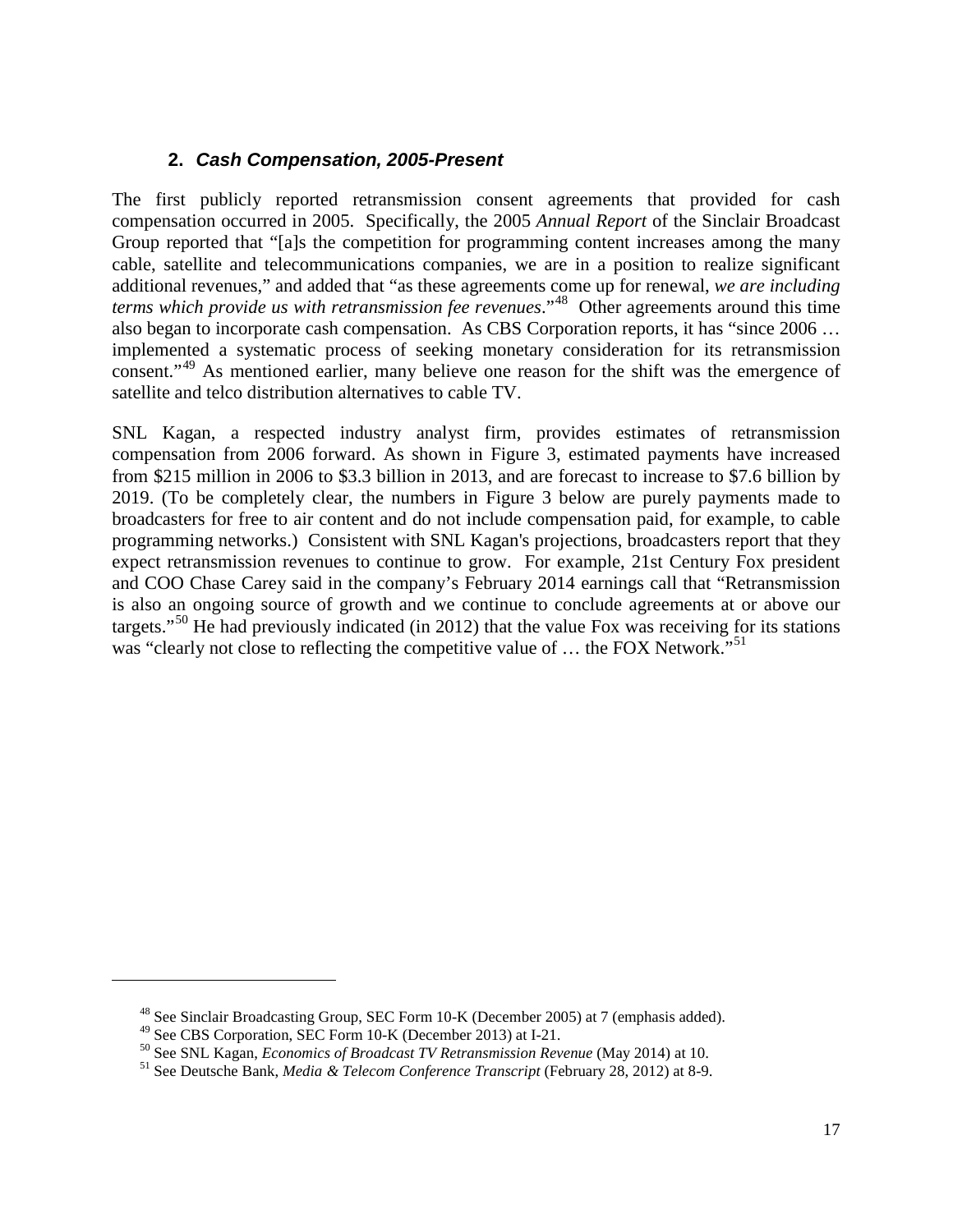### 2. *Cash Compensation, 2005-Present*

The first publicly reported retransmission consent agreements that provided for cash compensation occurred in 2005. Specifically, the 2005 *Annual Report* of the Sinclair Broadcast Group reported that "[a]s the competition for programming content increases among the many cable, satellite and telecommunications companies, we are in a position to realize significant additional revenues," and added that "as these agreements come up for renewal, *we are including terms which provide us with retransmission fee revenues*."[48] Other agreements around this time also began to incorporate cash compensation. As CBS Corporation reports, it has "since 2006 … implemented a systematic process of seeking monetary consideration for its retransmission consent."[49] As mentioned earlier, many believe one reason for the shift was the emergence of satellite and telco distribution alternatives to cable TV.

SNL Kagan, a respected industry analyst firm, provides estimates of retransmission compensation from 2006 forward. As shown in Figure 3, estimated payments have increased from $215 million in 2006 to $3.3 billion in 2013, and are forecast to increase to $7.6 billion by 2019. (To be completely clear, the numbers in Figure 3 below are purely payments made to broadcasters for free to air content and do not include compensation paid, for example, to cable programming networks.) Consistent with SNL Kagan's projections, broadcasters report that they expect retransmission revenues to continue to grow. For example, 21st Century Fox president and COO Chase Carey said in the company's February 2014 earnings call that "Retransmission is also an ongoing source of growth and we continue to conclude agreements at or above our targets."[50] He had previously indicated (in 2012) that the value Fox was receiving for its stations was "clearly not close to reflecting the competitive value of … the FOX Network."[51]

---

[48] See Sinclair Broadcasting Group, SEC Form 10-K (December 2005) at 7 (emphasis added).

[49] See CBS Corporation, SEC Form 10-K (December 2013) at I-21.

[50] See SNL Kagan, *Economics of Broadcast TV Retransmission Revenue* (May 2014) at 10.

[51] See Deutsche Bank, *Media & Telecom Conference Transcript* (February 28, 2012) at 8-9.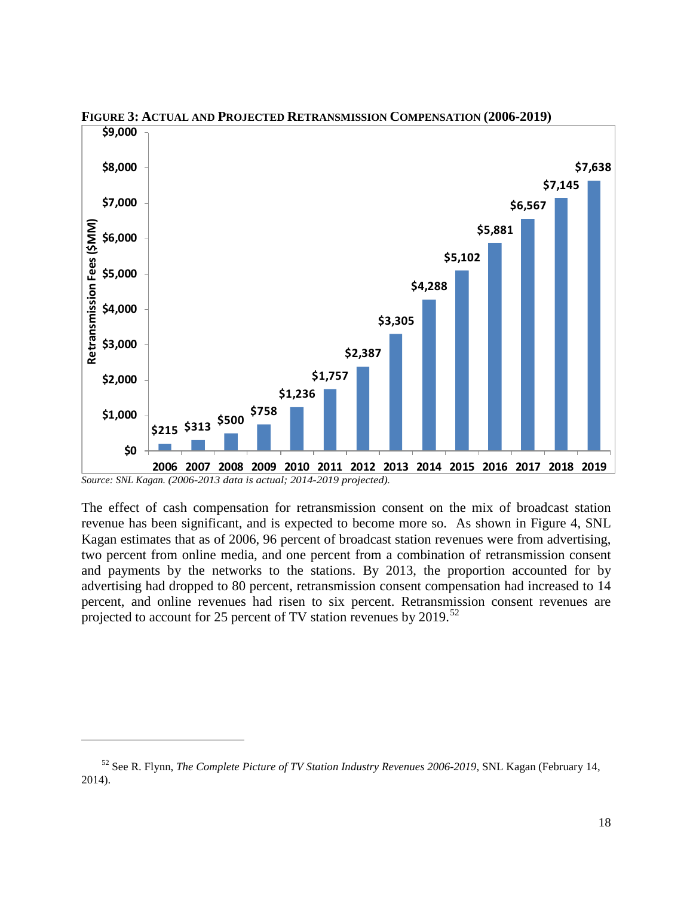**FIGURE 3: ACTUAL AND PROJECTED RETRANSMISSION COMPENSATION (2006-2019)**

| Year | Retransmission Fees ($MM) |
|---|---|
| 2006 | $215 |
| 2007 | $313 |
| 2008 | $500 |
| 2009 | $758 |
| 2010 | $1,236 |
| 2011 | $1,757 |
| 2012 | $2,387 |
| 2013 | $3,305 |
| 2014 | $4,288 |
| 2015 | $5,102 |
| 2016 | $5,881 |
| 2017 | $6,567 |
| 2018 | $7,145 |
| 2019 | $7,638 |

*Source: SNL Kagan. (2006-2013 data is actual; 2014-2019 projected).*

The effect of cash compensation for retransmission consent on the mix of broadcast station revenue has been significant, and is expected to become more so. As shown in Figure 4, SNL Kagan estimates that as of 2006, 96 percent of broadcast station revenues were from advertising, two percent from online media, and one percent from a combination of retransmission consent and payments by the networks to the stations. By 2013, the proportion accounted for by advertising had dropped to 80 percent, retransmission consent compensation had increased to 14 percent, and online revenues had risen to six percent. Retransmission consent revenues are projected to account for 25 percent of TV station revenues by 2019.[52]

---

[52] See R. Flynn, *The Complete Picture of TV Station Industry Revenues 2006-2019*, SNL Kagan (February 14, 2014).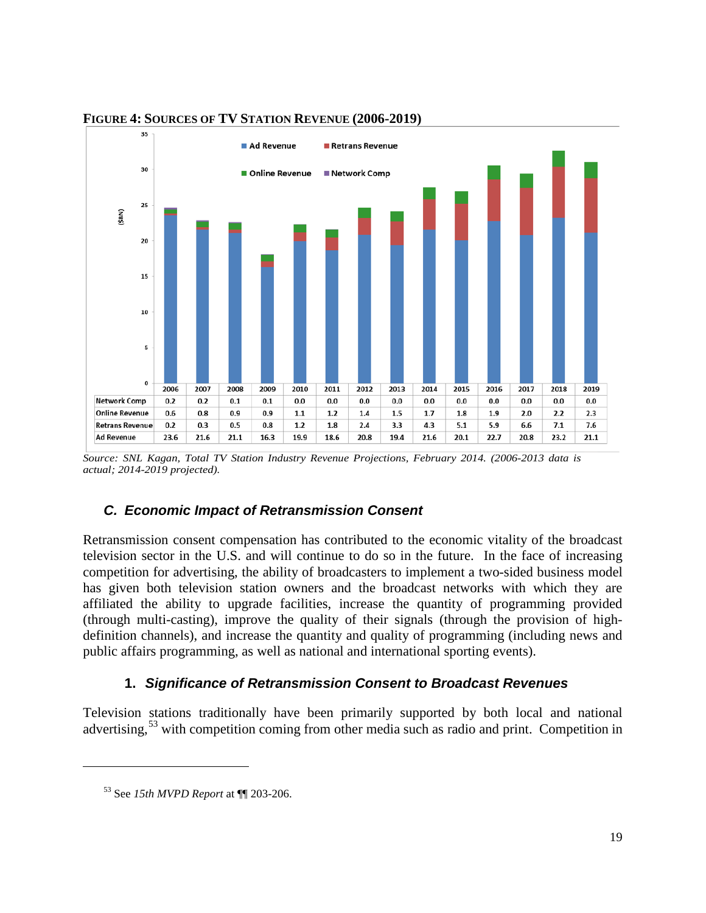**FIGURE 4: SOURCES OF TV STATION REVENUE (2006-2019)**

| | 2006 | 2007 | 2008 | 2009 | 2010 | 2011 | 2012 | 2013 | 2014 | 2015 | 2016 | 2017 | 2018 | 2019 |
|---|---|---|---|---|---|---|---|---|---|---|---|---|---|---|
| Network Comp | 0.2 | 0.2 | 0.1 | 0.1 | 0.0 | 0.0 | 0.0 | 0.0 | 0.0 | 0.0 | 0.0 | 0.0 | 0.0 | 0.0 |
| Online Revenue | 0.6 | 0.8 | 0.9 | 0.9 | 1.1 | 1.2 | 1.4 | 1.5 | 1.7 | 1.8 | 1.9 | 2.0 | 2.2 | 2.3 |
| Retrans Revenue | 0.2 | 0.3 | 0.5 | 0.8 | 1.2 | 1.8 | 2.4 | 3.3 | 4.3 | 5.1 | 5.9 | 6.6 | 7.1 | 7.6 |
| Ad Revenue | 23.6 | 21.6 | 21.1 | 16.3 | 19.9 | 18.6 | 20.8 | 19.4 | 21.6 | 20.1 | 22.7 | 20.8 | 23.2 | 21.1 |

*Source: SNL Kagan, Total TV Station Industry Revenue Projections, February 2014. (2006-2013 data is actual; 2014-2019 projected).*

### C. Economic Impact of Retransmission Consent

Retransmission consent compensation has contributed to the economic vitality of the broadcast television sector in the U.S. and will continue to do so in the future. In the face of increasing competition for advertising, the ability of broadcasters to implement a two-sided business model has given both television station owners and the broadcast networks with which they are affiliated the ability to upgrade facilities, increase the quantity of programming provided (through multi-casting), improve the quality of their signals (through the provision of high-definition channels), and increase the quantity and quality of programming (including news and public affairs programming, as well as national and international sporting events).

#### 1. Significance of Retransmission Consent to Broadcast Revenues

Television stations traditionally have been primarily supported by both local and national advertising,[53] with competition coming from other media such as radio and print. Competition in

[53] See *15th MVPD Report* at ¶¶ 203-206.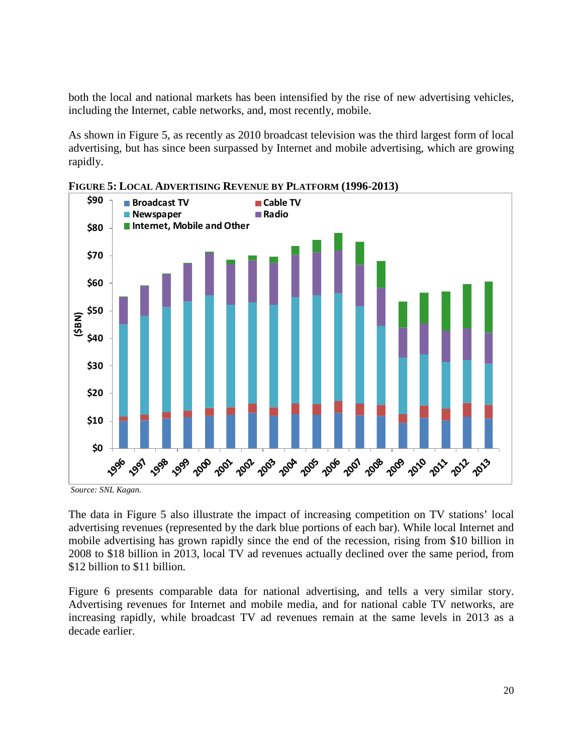both the local and national markets has been intensified by the rise of new advertising vehicles, including the Internet, cable networks, and, most recently, mobile.

As shown in Figure 5, as recently as 2010 broadcast television was the third largest form of local advertising, but has since been surpassed by Internet and mobile advertising, which are growing rapidly.

**FIGURE 5: LOCAL ADVERTISING REVENUE BY PLATFORM (1996-2013)**

*Source: SNL Kagan.*

The data in Figure 5 also illustrate the impact of increasing competition on TV stations' local advertising revenues (represented by the dark blue portions of each bar). While local Internet and mobile advertising has grown rapidly since the end of the recession, rising from $10 billion in 2008 to $18 billion in 2013, local TV ad revenues actually declined over the same period, from $12 billion to $11 billion.

Figure 6 presents comparable data for national advertising, and tells a very similar story. Advertising revenues for Internet and mobile media, and for national cable TV networks, are increasing rapidly, while broadcast TV ad revenues remain at the same levels in 2013 as a decade earlier.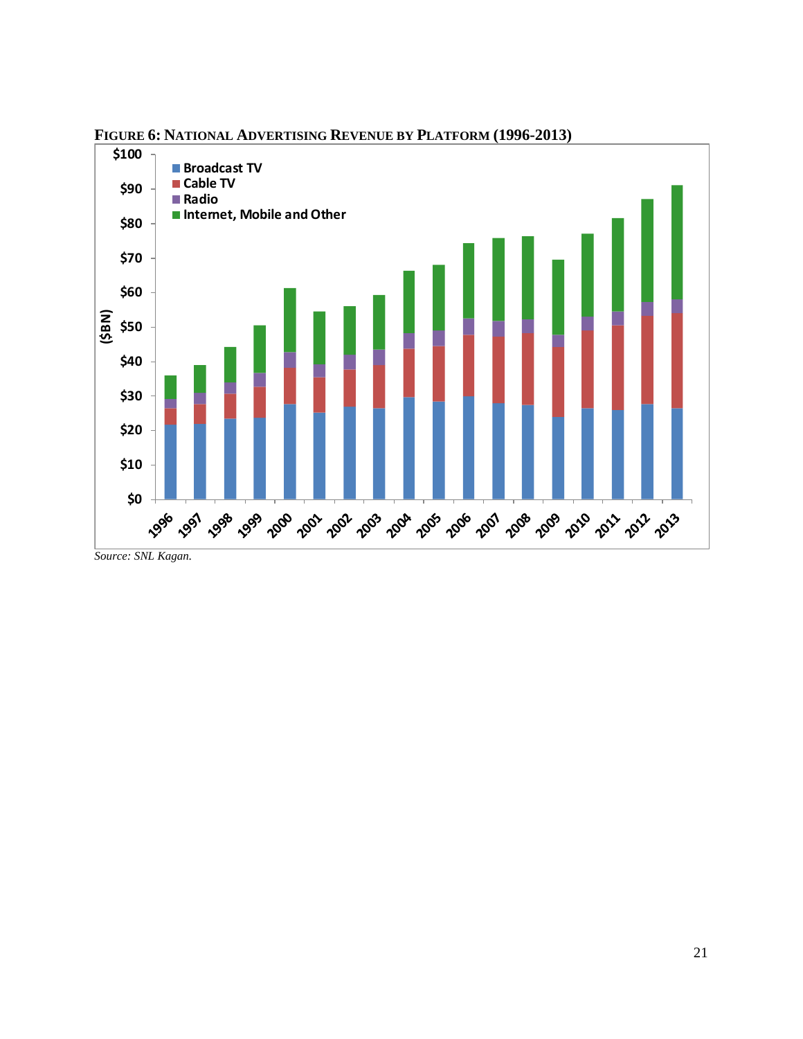**FIGURE 6: NATIONAL ADVERTISING REVENUE BY PLATFORM (1996-2013)**

*Source: SNL Kagan.*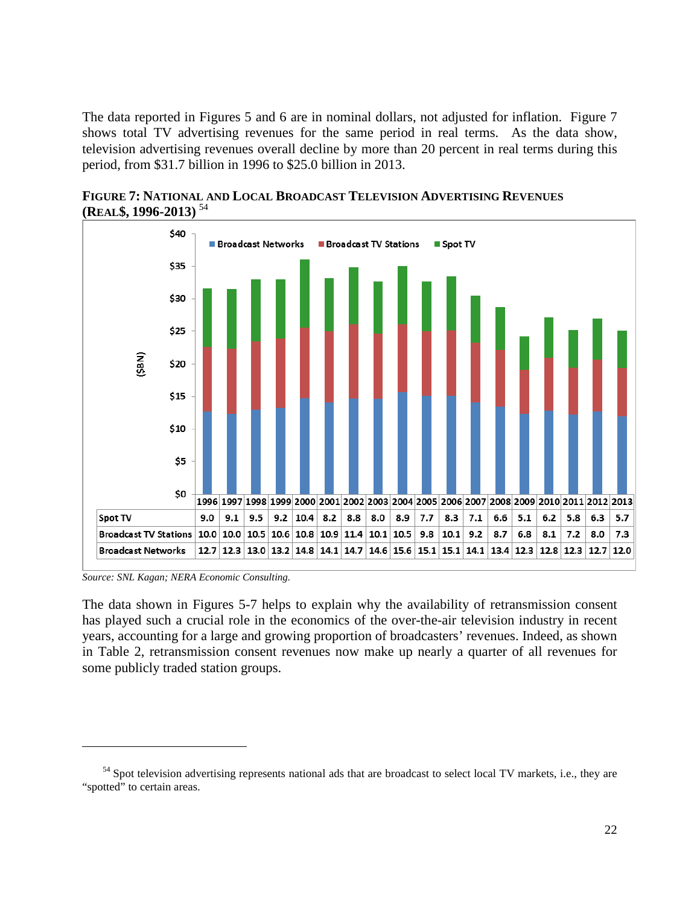The data reported in Figures 5 and 6 are in nominal dollars, not adjusted for inflation. Figure 7 shows total TV advertising revenues for the same period in real terms. As the data show, television advertising revenues overall decline by more than 20 percent in real terms during this period, from $31.7 billion in 1996 to $25.0 billion in 2013.

**FIGURE 7: NATIONAL AND LOCAL BROADCAST TELEVISION ADVERTISING REVENUES (REAL$, 1996-2013)** [54]

| ($BN) | 1996 | 1997 | 1998 | 1999 | 2000 | 2001 | 2002 | 2003 | 2004 | 2005 | 2006 | 2007 | 2008 | 2009 | 2010 | 2011 | 2012 | 2013 |
|---|---|---|---|---|---|---|---|---|---|---|---|---|---|---|---|---|---|---|
| Spot TV | 9.0 | 9.1 | 9.5 | 9.2 | 10.4 | 8.2 | 8.8 | 8.0 | 8.9 | 7.7 | 8.3 | 7.1 | 6.6 | 5.1 | 6.2 | 5.8 | 6.3 | 5.7 |
| Broadcast TV Stations | 10.0 | 10.0 | 10.5 | 10.6 | 10.8 | 10.9 | 11.4 | 10.1 | 10.5 | 9.8 | 10.1 | 9.2 | 8.7 | 6.8 | 8.1 | 7.2 | 8.0 | 7.3 |
| Broadcast Networks | 12.7 | 12.3 | 13.0 | 13.2 | 14.8 | 14.1 | 14.7 | 14.6 | 15.6 | 15.1 | 15.1 | 14.1 | 13.4 | 12.3 | 12.8 | 12.3 | 12.7 | 12.0 |

*Source: SNL Kagan; NERA Economic Consulting.*

The data shown in Figures 5-7 helps to explain why the availability of retransmission consent has played such a crucial role in the economics of the over-the-air television industry in recent years, accounting for a large and growing proportion of broadcasters' revenues. Indeed, as shown in Table 2, retransmission consent revenues now make up nearly a quarter of all revenues for some publicly traded station groups.

---

[54] Spot television advertising represents national ads that are broadcast to select local TV markets, i.e., they are "spotted" to certain areas.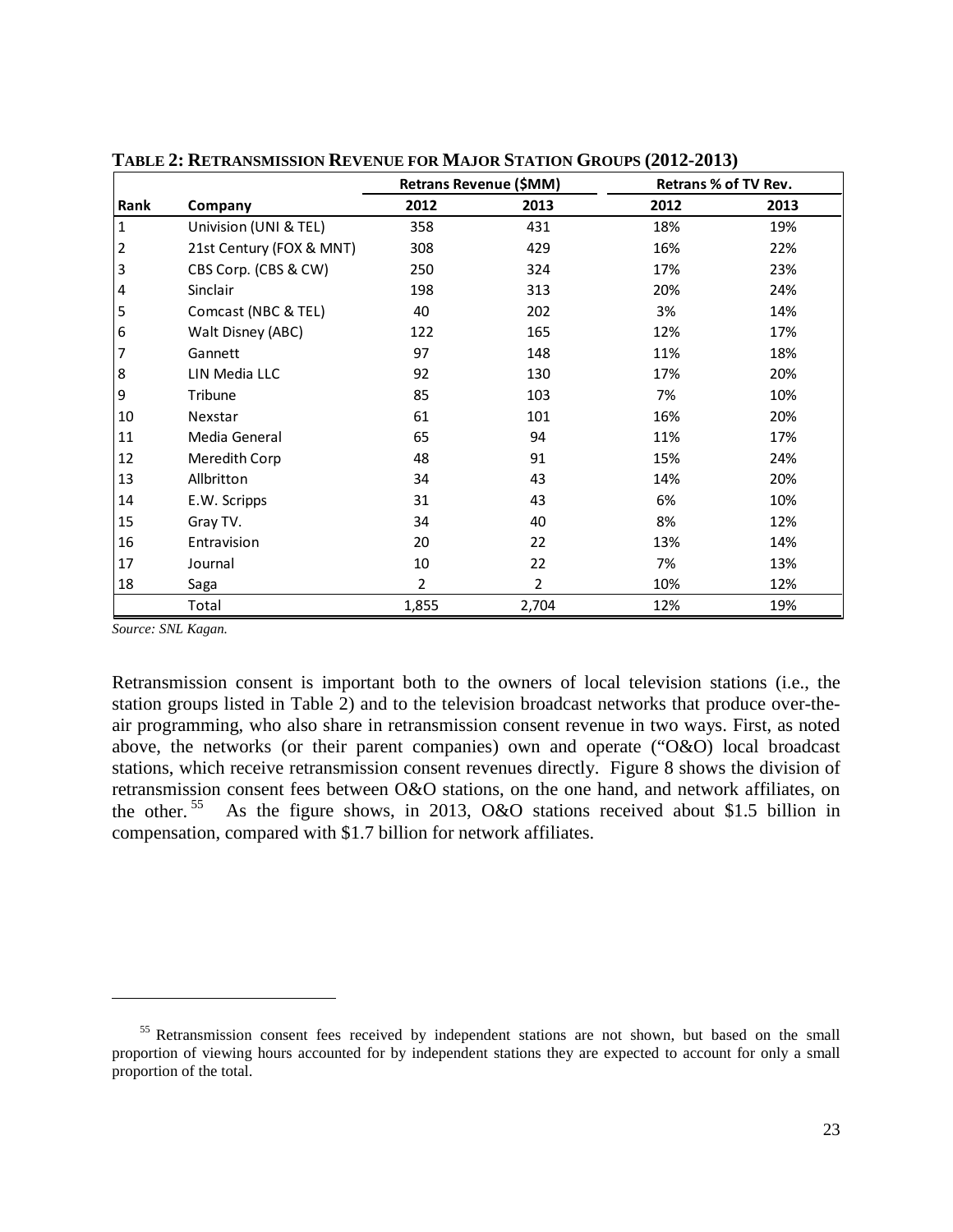**TABLE 2: RETRANSMISSION REVENUE FOR MAJOR STATION GROUPS (2012-2013)**

| | | Retrans Revenue ($MM) | | Retrans % of TV Rev. | |
|---|---|---|---|---|---|
| **Rank** | **Company** | **2012** | **2013** | **2012** | **2013** |
| 1 | Univision (UNI & TEL) | 358 | 431 | 18% | 19% |
| 2 | 21st Century (FOX & MNT) | 308 | 429 | 16% | 22% |
| 3 | CBS Corp. (CBS & CW) | 250 | 324 | 17% | 23% |
| 4 | Sinclair | 198 | 313 | 20% | 24% |
| 5 | Comcast (NBC & TEL) | 40 | 202 | 3% | 14% |
| 6 | Walt Disney (ABC) | 122 | 165 | 12% | 17% |
| 7 | Gannett | 97 | 148 | 11% | 18% |
| 8 | LIN Media LLC | 92 | 130 | 17% | 20% |
| 9 | Tribune | 85 | 103 | 7% | 10% |
| 10 | Nexstar | 61 | 101 | 16% | 20% |
| 11 | Media General | 65 | 94 | 11% | 17% |
| 12 | Meredith Corp | 48 | 91 | 15% | 24% |
| 13 | Allbritton | 34 | 43 | 14% | 20% |
| 14 | E.W. Scripps | 31 | 43 | 6% | 10% |
| 15 | Gray TV. | 34 | 40 | 8% | 12% |
| 16 | Entravision | 20 | 22 | 13% | 14% |
| 17 | Journal | 10 | 22 | 7% | 13% |
| 18 | Saga | 2 | 2 | 10% | 12% |
| | Total | 1,855 | 2,704 | 12% | 19% |

*Source: SNL Kagan.*

Retransmission consent is important both to the owners of local television stations (i.e., the station groups listed in Table 2) and to the television broadcast networks that produce over-the-air programming, who also share in retransmission consent revenue in two ways. First, as noted above, the networks (or their parent companies) own and operate ("O&O) local broadcast stations, which receive retransmission consent revenues directly. Figure 8 shows the division of retransmission consent fees between O&O stations, on the one hand, and network affiliates, on the other.[55] As the figure shows, in 2013, O&O stations received about $1.5 billion in compensation, compared with $1.7 billion for network affiliates.

[55] Retransmission consent fees received by independent stations are not shown, but based on the small proportion of viewing hours accounted for by independent stations they are expected to account for only a small proportion of the total.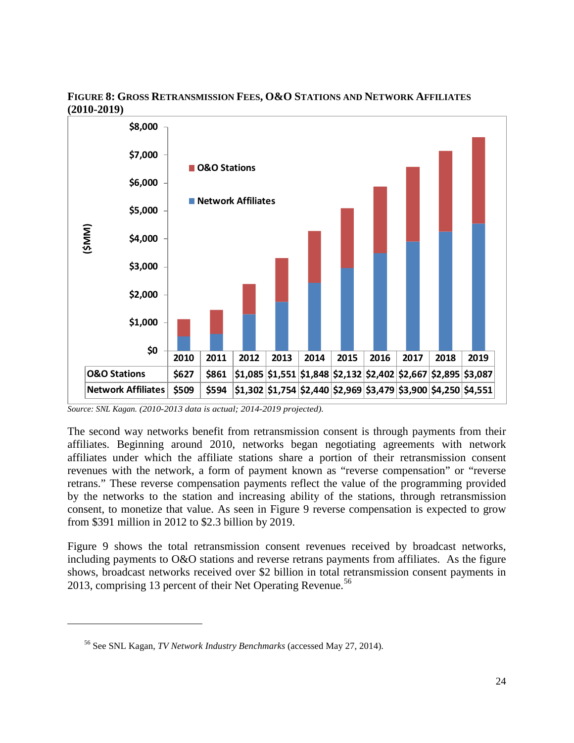**FIGURE 8: GROSS RETRANSMISSION FEES, O&O STATIONS AND NETWORK AFFILIATES (2010-2019)**

| ($MM) | 2010 | 2011 | 2012 | 2013 | 2014 | 2015 | 2016 | 2017 | 2018 | 2019 |
|---|---|---|---|---|---|---|---|---|---|---|
| O&O Stations | $627 | $861 | $1,085 | $1,551 | $1,848 | $2,132 | $2,402 | $2,667 | $2,895 | $3,087 |
| Network Affiliates | $509 | $594 | $1,302 | $1,754 | $2,440 | $2,969 | $3,479 | $3,900 | $4,250 | $4,551 |

*Source: SNL Kagan. (2010-2013 data is actual; 2014-2019 projected).*

The second way networks benefit from retransmission consent is through payments from their affiliates. Beginning around 2010, networks began negotiating agreements with network affiliates under which the affiliate stations share a portion of their retransmission consent revenues with the network, a form of payment known as "reverse compensation" or "reverse retrans." These reverse compensation payments reflect the value of the programming provided by the networks to the station and increasing ability of the stations, through retransmission consent, to monetize that value. As seen in Figure 9 reverse compensation is expected to grow from $391 million in 2012 to $2.3 billion by 2019.

Figure 9 shows the total retransmission consent revenues received by broadcast networks, including payments to O&O stations and reverse retrans payments from affiliates. As the figure shows, broadcast networks received over $2 billion in total retransmission consent payments in 2013, comprising 13 percent of their Net Operating Revenue.[56]

---

[56] See SNL Kagan, *TV Network Industry Benchmarks* (accessed May 27, 2014).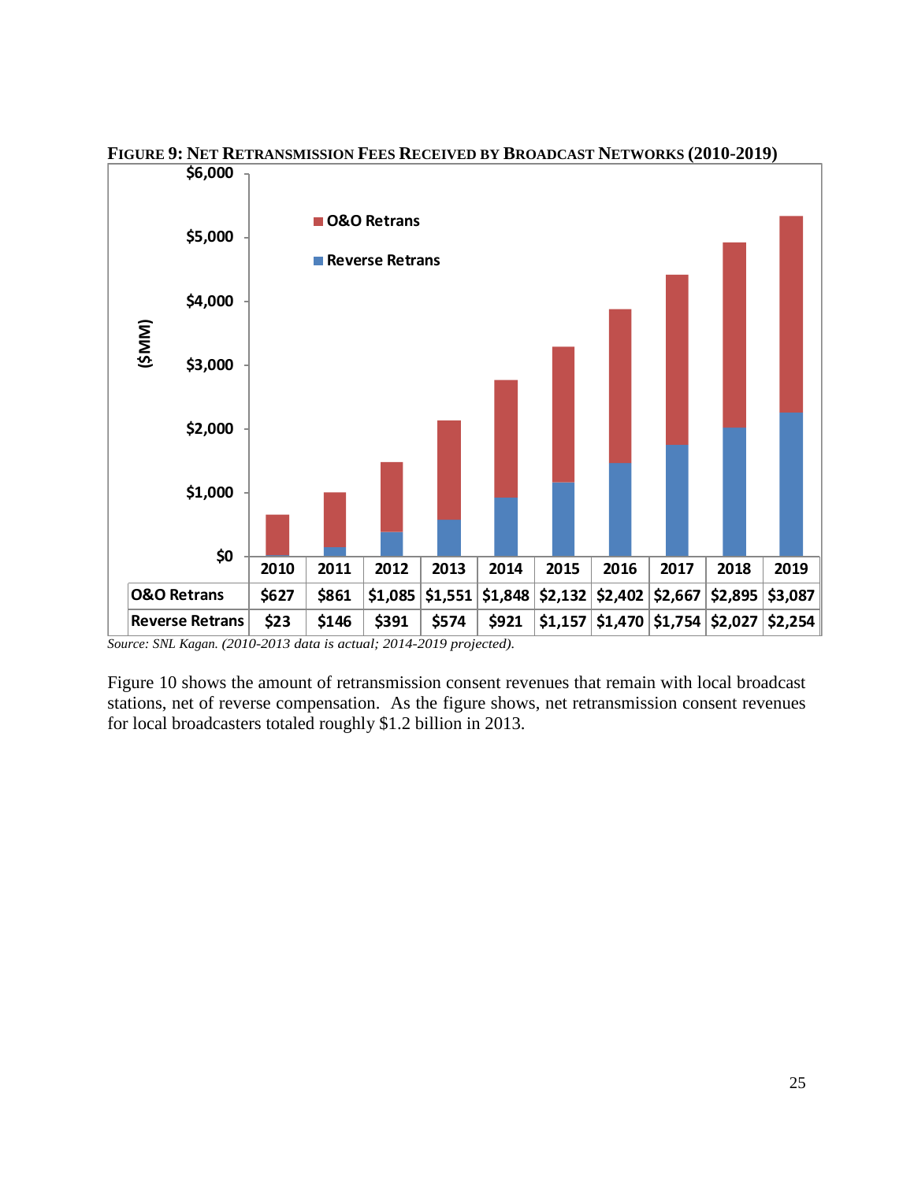**FIGURE 9: NET RETRANSMISSION FEES RECEIVED BY BROADCAST NETWORKS (2010-2019)**

| | 2010 | 2011 | 2012 | 2013 | 2014 | 2015 | 2016 | 2017 | 2018 | 2019 |
|---|---|---|---|---|---|---|---|---|---|---|
| O&O Retrans | $627 | $861 | $1,085 | $1,551 | $1,848 | $2,132 | $2,402 | $2,667 | $2,895 | $3,087 |
| Reverse Retrans | $23 | $146 | $391 | $574 | $921 | $1,157 | $1,470 | $1,754 | $2,027 | $2,254 |

*Source: SNL Kagan. (2010-2013 data is actual; 2014-2019 projected).*

Figure 10 shows the amount of retransmission consent revenues that remain with local broadcast stations, net of reverse compensation. As the figure shows, net retransmission consent revenues for local broadcasters totaled roughly $1.2 billion in 2013.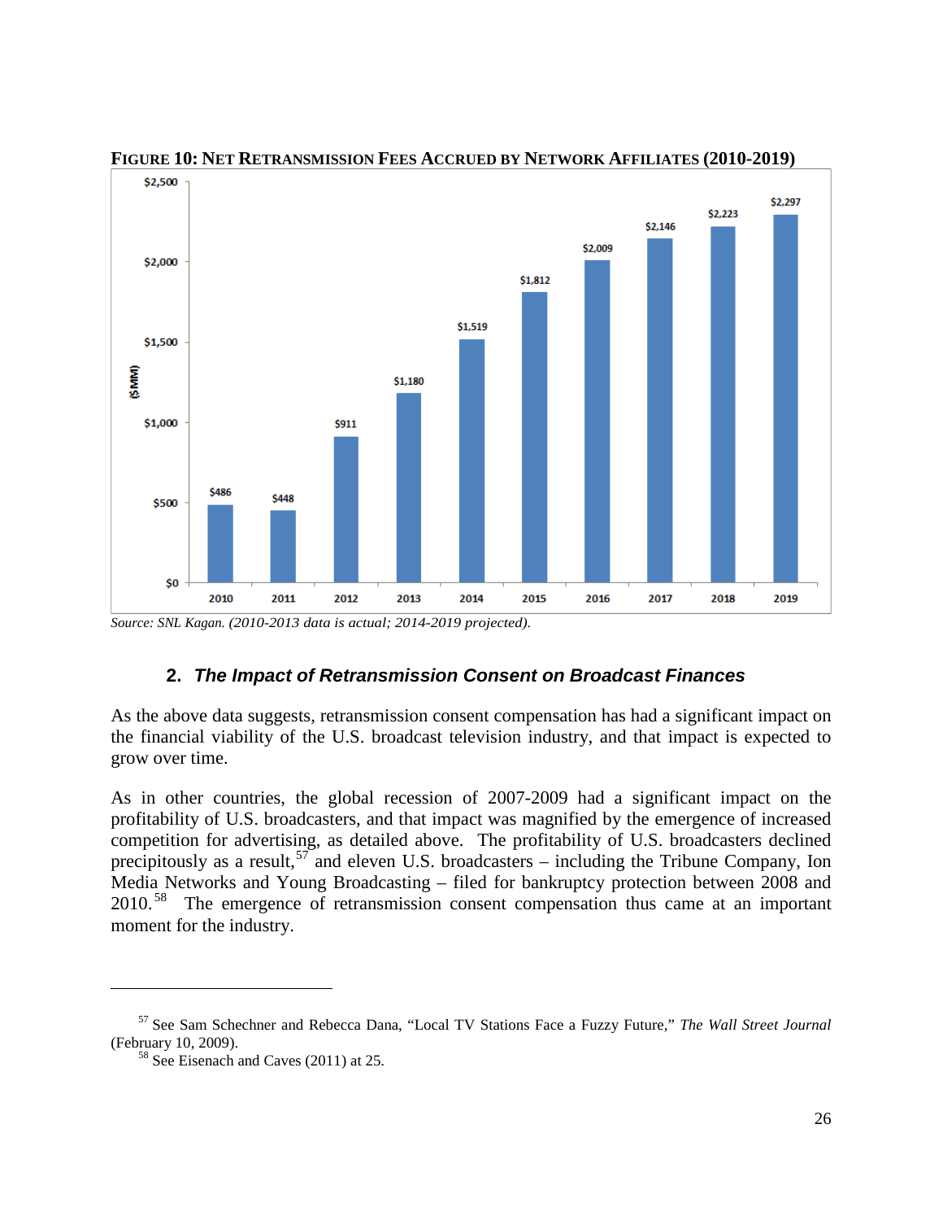**FIGURE 10: NET RETRANSMISSION FEES ACCRUED BY NETWORK AFFILIATES (2010-2019)**

| Year | ($MM) |
|---|---|
| 2010 | $486 |
| 2011 | $448 |
| 2012 | $911 |
| 2013 | $1,180 |
| 2014 | $1,519 |
| 2015 | $1,812 |
| 2016 | $2,009 |
| 2017 | $2,146 |
| 2018 | $2,223 |
| 2019 | $2,297 |

*Source: SNL Kagan. (2010-2013 data is actual; 2014-2019 projected).*

### 2. *The Impact of Retransmission Consent on Broadcast Finances*

As the above data suggests, retransmission consent compensation has had a significant impact on the financial viability of the U.S. broadcast television industry, and that impact is expected to grow over time.

As in other countries, the global recession of 2007-2009 had a significant impact on the profitability of U.S. broadcasters, and that impact was magnified by the emergence of increased competition for advertising, as detailed above. The profitability of U.S. broadcasters declined precipitously as a result,[57] and eleven U.S. broadcasters – including the Tribune Company, Ion Media Networks and Young Broadcasting – filed for bankruptcy protection between 2008 and 2010.[58] The emergence of retransmission consent compensation thus came at an important moment for the industry.

---

[57] See Sam Schechner and Rebecca Dana, "Local TV Stations Face a Fuzzy Future," *The Wall Street Journal* (February 10, 2009).

[58] See Eisenach and Caves (2011) at 25.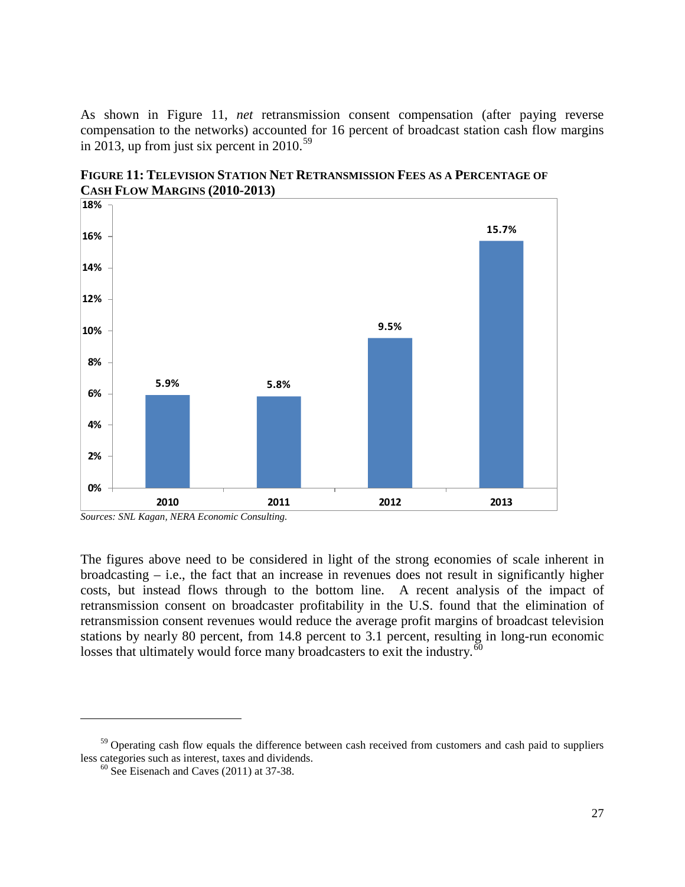As shown in Figure 11, *net* retransmission consent compensation (after paying reverse compensation to the networks) accounted for 16 percent of broadcast station cash flow margins in 2013, up from just six percent in 2010.[59]

**FIGURE 11: TELEVISION STATION NET RETRANSMISSION FEES AS A PERCENTAGE OF CASH FLOW MARGINS (2010-2013)**

| Year | Percentage |
|---|---|
| 2010 | 5.9% |
| 2011 | 5.8% |
| 2012 | 9.5% |
| 2013 | 15.7% |

*Sources: SNL Kagan, NERA Economic Consulting.*

The figures above need to be considered in light of the strong economies of scale inherent in broadcasting – i.e., the fact that an increase in revenues does not result in significantly higher costs, but instead flows through to the bottom line. A recent analysis of the impact of retransmission consent on broadcaster profitability in the U.S. found that the elimination of retransmission consent revenues would reduce the average profit margins of broadcast television stations by nearly 80 percent, from 14.8 percent to 3.1 percent, resulting in long-run economic losses that ultimately would force many broadcasters to exit the industry.[60]

---

[59] Operating cash flow equals the difference between cash received from customers and cash paid to suppliers less categories such as interest, taxes and dividends.

[60] See Eisenach and Caves (2011) at 37-38.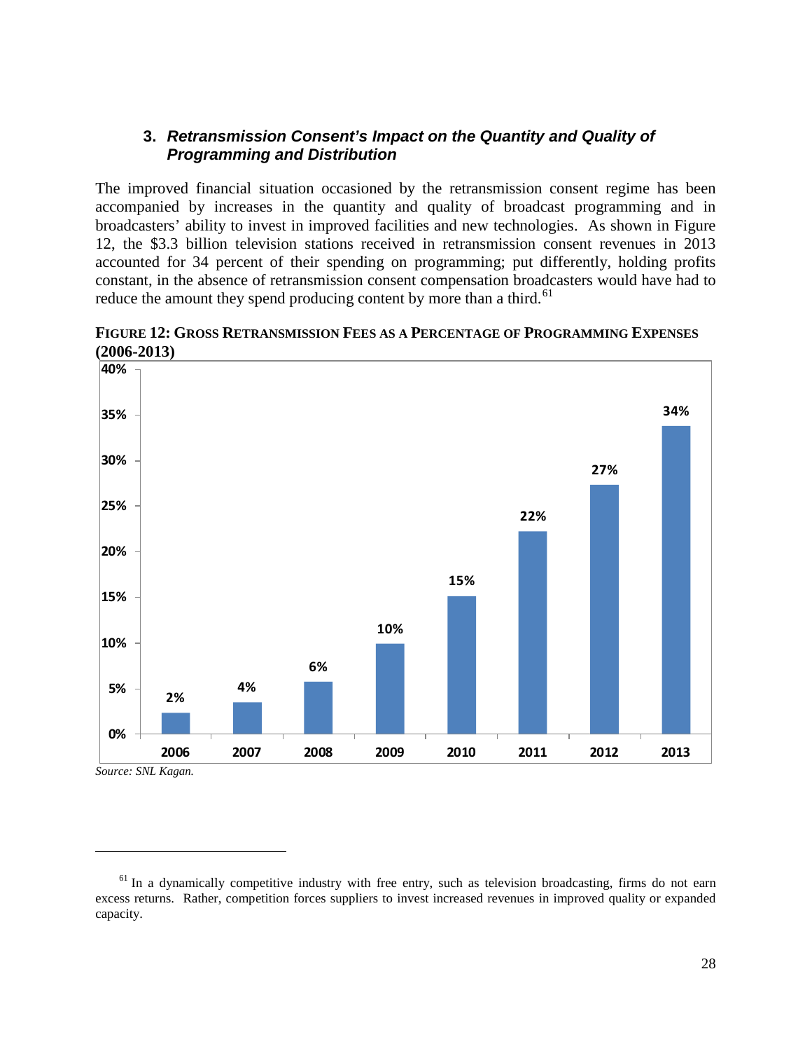### 3. ***Retransmission Consent's Impact on the Quantity and Quality of Programming and Distribution***

The improved financial situation occasioned by the retransmission consent regime has been accompanied by increases in the quantity and quality of broadcast programming and in broadcasters' ability to invest in improved facilities and new technologies. As shown in Figure 12, the $3.3 billion television stations received in retransmission consent revenues in 2013 accounted for 34 percent of their spending on programming; put differently, holding profits constant, in the absence of retransmission consent compensation broadcasters would have had to reduce the amount they spend producing content by more than a third.[61]

**FIGURE 12: GROSS RETRANSMISSION FEES AS A PERCENTAGE OF PROGRAMMING EXPENSES (2006-2013)**

| Year | Percentage |
|---|---|
| 2006 | 2% |
| 2007 | 4% |
| 2008 | 6% |
| 2009 | 10% |
| 2010 | 15% |
| 2011 | 22% |
| 2012 | 27% |
| 2013 | 34% |

*Source: SNL Kagan.*

[61] In a dynamically competitive industry with free entry, such as television broadcasting, firms do not earn excess returns. Rather, competition forces suppliers to invest increased revenues in improved quality or expanded capacity.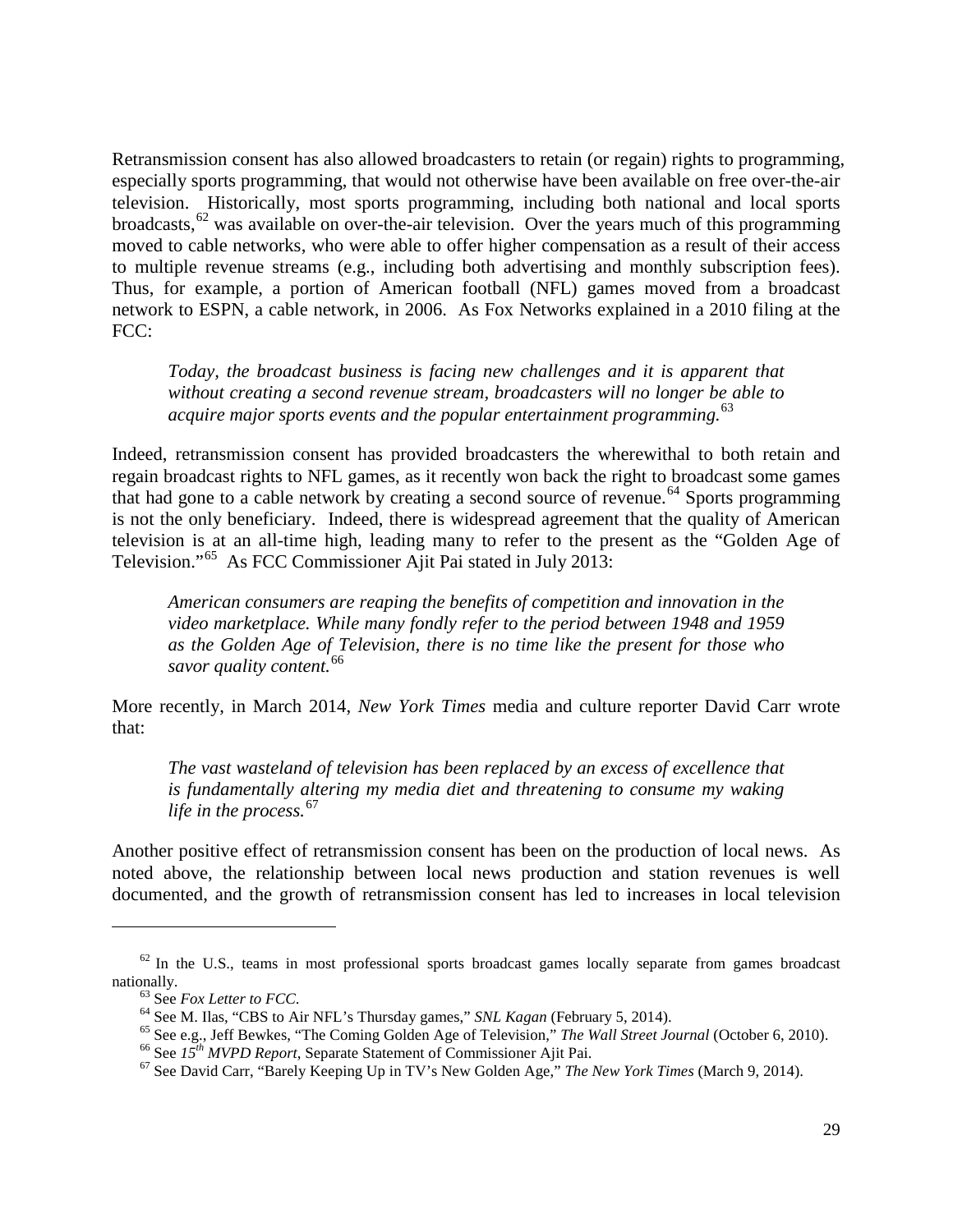Retransmission consent has also allowed broadcasters to retain (or regain) rights to programming, especially sports programming, that would not otherwise have been available on free over-the-air television. Historically, most sports programming, including both national and local sports broadcasts,[62] was available on over-the-air television. Over the years much of this programming moved to cable networks, who were able to offer higher compensation as a result of their access to multiple revenue streams (e.g., including both advertising and monthly subscription fees). Thus, for example, a portion of American football (NFL) games moved from a broadcast network to ESPN, a cable network, in 2006. As Fox Networks explained in a 2010 filing at the FCC:

> *Today, the broadcast business is facing new challenges and it is apparent that without creating a second revenue stream, broadcasters will no longer be able to acquire major sports events and the popular entertainment programming.*[63]

Indeed, retransmission consent has provided broadcasters the wherewithal to both retain and regain broadcast rights to NFL games, as it recently won back the right to broadcast some games that had gone to a cable network by creating a second source of revenue.[64] Sports programming is not the only beneficiary. Indeed, there is widespread agreement that the quality of American television is at an all-time high, leading many to refer to the present as the "Golden Age of Television."[65] As FCC Commissioner Ajit Pai stated in July 2013:

> *American consumers are reaping the benefits of competition and innovation in the video marketplace. While many fondly refer to the period between 1948 and 1959 as the Golden Age of Television, there is no time like the present for those who savor quality content.*[66]

More recently, in March 2014, *New York Times* media and culture reporter David Carr wrote that:

> *The vast wasteland of television has been replaced by an excess of excellence that is fundamentally altering my media diet and threatening to consume my waking life in the process.*[67]

Another positive effect of retransmission consent has been on the production of local news. As noted above, the relationship between local news production and station revenues is well documented, and the growth of retransmission consent has led to increases in local television

---

[62] In the U.S., teams in most professional sports broadcast games locally separate from games broadcast nationally.

[63] See *Fox Letter to FCC*.

[64] See M. Ilas, "CBS to Air NFL's Thursday games," *SNL Kagan* (February 5, 2014).

[65] See e.g., Jeff Bewkes, "The Coming Golden Age of Television," *The Wall Street Journal* (October 6, 2010).

[66] See *15th MVPD Report*, Separate Statement of Commissioner Ajit Pai.

[67] See David Carr, "Barely Keeping Up in TV's New Golden Age," *The New York Times* (March 9, 2014).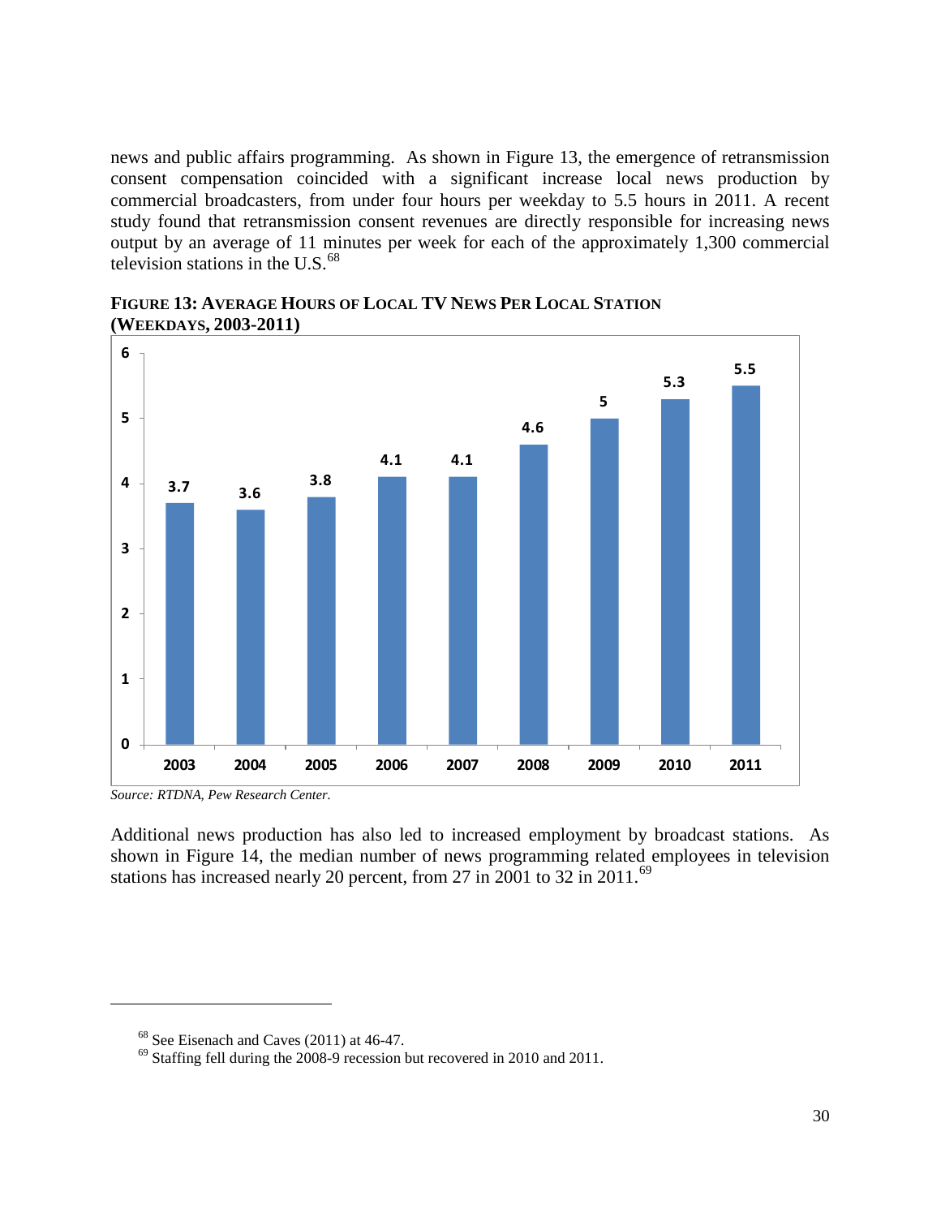news and public affairs programming. As shown in Figure 13, the emergence of retransmission consent compensation coincided with a significant increase local news production by commercial broadcasters, from under four hours per weekday to 5.5 hours in 2011. A recent study found that retransmission consent revenues are directly responsible for increasing news output by an average of 11 minutes per week for each of the approximately 1,300 commercial television stations in the U.S.[68]

**FIGURE 13: AVERAGE HOURS OF LOCAL TV NEWS PER LOCAL STATION (WEEKDAYS, 2003-2011)**

| Year | Hours |
|---|---|
| 2003 | 3.7 |
| 2004 | 3.6 |
| 2005 | 3.8 |
| 2006 | 4.1 |
| 2007 | 4.1 |
| 2008 | 4.6 |
| 2009 | 5 |
| 2010 | 5.3 |
| 2011 | 5.5 |

*Source: RTDNA, Pew Research Center.*

Additional news production has also led to increased employment by broadcast stations. As shown in Figure 14, the median number of news programming related employees in television stations has increased nearly 20 percent, from 27 in 2001 to 32 in 2011.[69]

---

[68] See Eisenach and Caves (2011) at 46-47.

[69] Staffing fell during the 2008-9 recession but recovered in 2010 and 2011.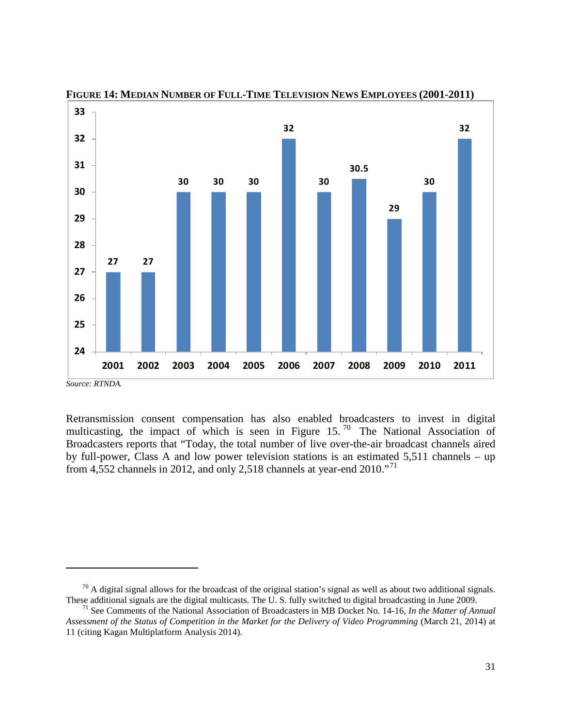**FIGURE 14: MEDIAN NUMBER OF FULL-TIME TELEVISION NEWS EMPLOYEES (2001-2011)**

| Year | Median Number of Full-Time Television News Employees |
| --- | --- |
| 2001 | 27 |
| 2002 | 27 |
| 2003 | 30 |
| 2004 | 30 |
| 2005 | 30 |
| 2006 | 32 |
| 2007 | 30 |
| 2008 | 30.5 |
| 2009 | 29 |
| 2010 | 30 |
| 2011 | 32 |

*Source: RTNDA.*

Retransmission consent compensation has also enabled broadcasters to invest in digital multicasting, the impact of which is seen in Figure 15.[70] The National Association of Broadcasters reports that "Today, the total number of live over-the-air broadcast channels aired by full-power, Class A and low power television stations is an estimated 5,511 channels – up from 4,552 channels in 2012, and only 2,518 channels at year-end 2010."[71]

---

[70] A digital signal allows for the broadcast of the original station's signal as well as about two additional signals. These additional signals are the digital multicasts. The U. S. fully switched to digital broadcasting in June 2009.

[71] See Comments of the National Association of Broadcasters in MB Docket No. 14-16, *In the Matter of Annual Assessment of the Status of Competition in the Market for the Delivery of Video Programming* (March 21, 2014) at 11 (citing Kagan Multiplatform Analysis 2014).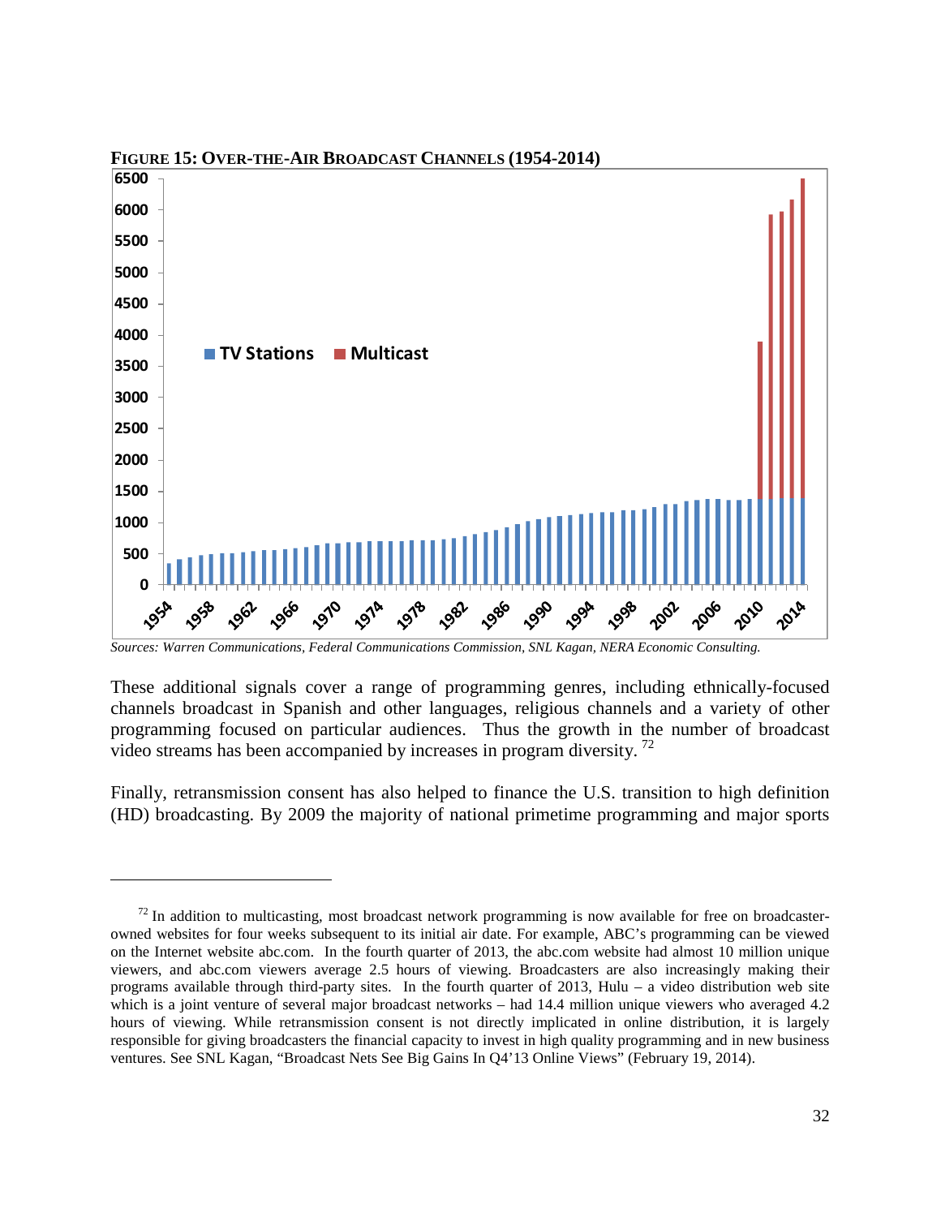**FIGURE 15: OVER-THE-AIR BROADCAST CHANNELS (1954-2014)**

*Sources: Warren Communications, Federal Communications Commission, SNL Kagan, NERA Economic Consulting.*

These additional signals cover a range of programming genres, including ethnically-focused channels broadcast in Spanish and other languages, religious channels and a variety of other programming focused on particular audiences. Thus the growth in the number of broadcast video streams has been accompanied by increases in program diversity. [72]

Finally, retransmission consent has also helped to finance the U.S. transition to high definition (HD) broadcasting. By 2009 the majority of national primetime programming and major sports

---

[72] In addition to multicasting, most broadcast network programming is now available for free on broadcaster-owned websites for four weeks subsequent to its initial air date. For example, ABC's programming can be viewed on the Internet website abc.com. In the fourth quarter of 2013, the abc.com website had almost 10 million unique viewers, and abc.com viewers average 2.5 hours of viewing. Broadcasters are also increasingly making their programs available through third-party sites. In the fourth quarter of 2013, Hulu – a video distribution web site which is a joint venture of several major broadcast networks – had 14.4 million unique viewers who averaged 4.2 hours of viewing. While retransmission consent is not directly implicated in online distribution, it is largely responsible for giving broadcasters the financial capacity to invest in high quality programming and in new business ventures. See SNL Kagan, "Broadcast Nets See Big Gains In Q4'13 Online Views" (February 19, 2014).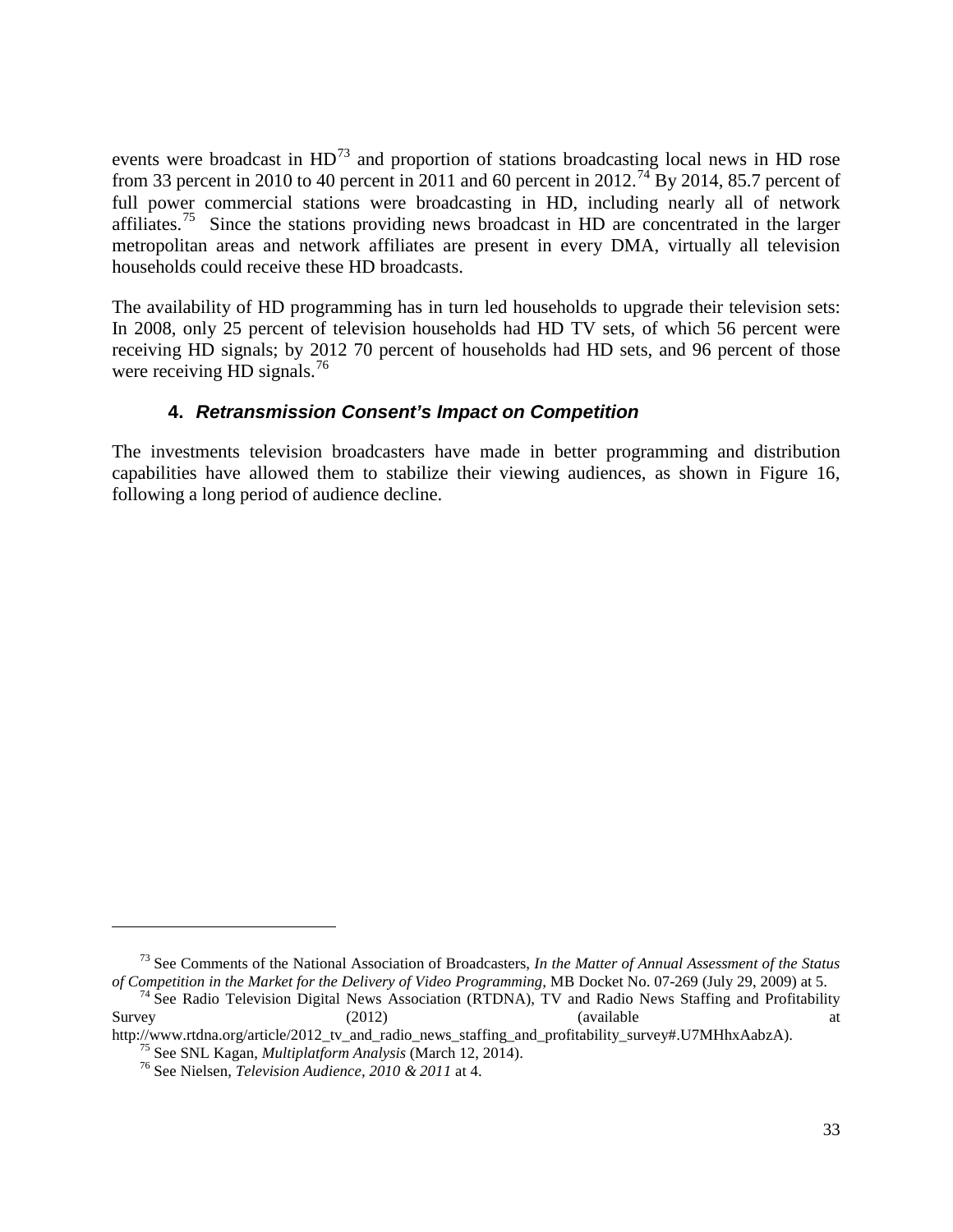events were broadcast in HD[73] and proportion of stations broadcasting local news in HD rose from 33 percent in 2010 to 40 percent in 2011 and 60 percent in 2012.[74] By 2014, 85.7 percent of full power commercial stations were broadcasting in HD, including nearly all of network affiliates.[75] Since the stations providing news broadcast in HD are concentrated in the larger metropolitan areas and network affiliates are present in every DMA, virtually all television households could receive these HD broadcasts.

The availability of HD programming has in turn led households to upgrade their television sets: In 2008, only 25 percent of television households had HD TV sets, of which 56 percent were receiving HD signals; by 2012 70 percent of households had HD sets, and 96 percent of those were receiving HD signals.[76]

### 4. *Retransmission Consent's Impact on Competition*

The investments television broadcasters have made in better programming and distribution capabilities have allowed them to stabilize their viewing audiences, as shown in Figure 16, following a long period of audience decline.

---

[73] See Comments of the National Association of Broadcasters, *In the Matter of Annual Assessment of the Status of Competition in the Market for the Delivery of Video Programming*, MB Docket No. 07-269 (July 29, 2009) at 5.

[74] See Radio Television Digital News Association (RTDNA), TV and Radio News Staffing and Profitability Survey (2012) (available at http://www.rtdna.org/article/2012_tv_and_radio_news_staffing_and_profitability_survey#.U7MHhxAabzA).

[75] See SNL Kagan, *Multiplatform Analysis* (March 12, 2014).

[76] See Nielsen, *Television Audience, 2010 & 2011* at 4.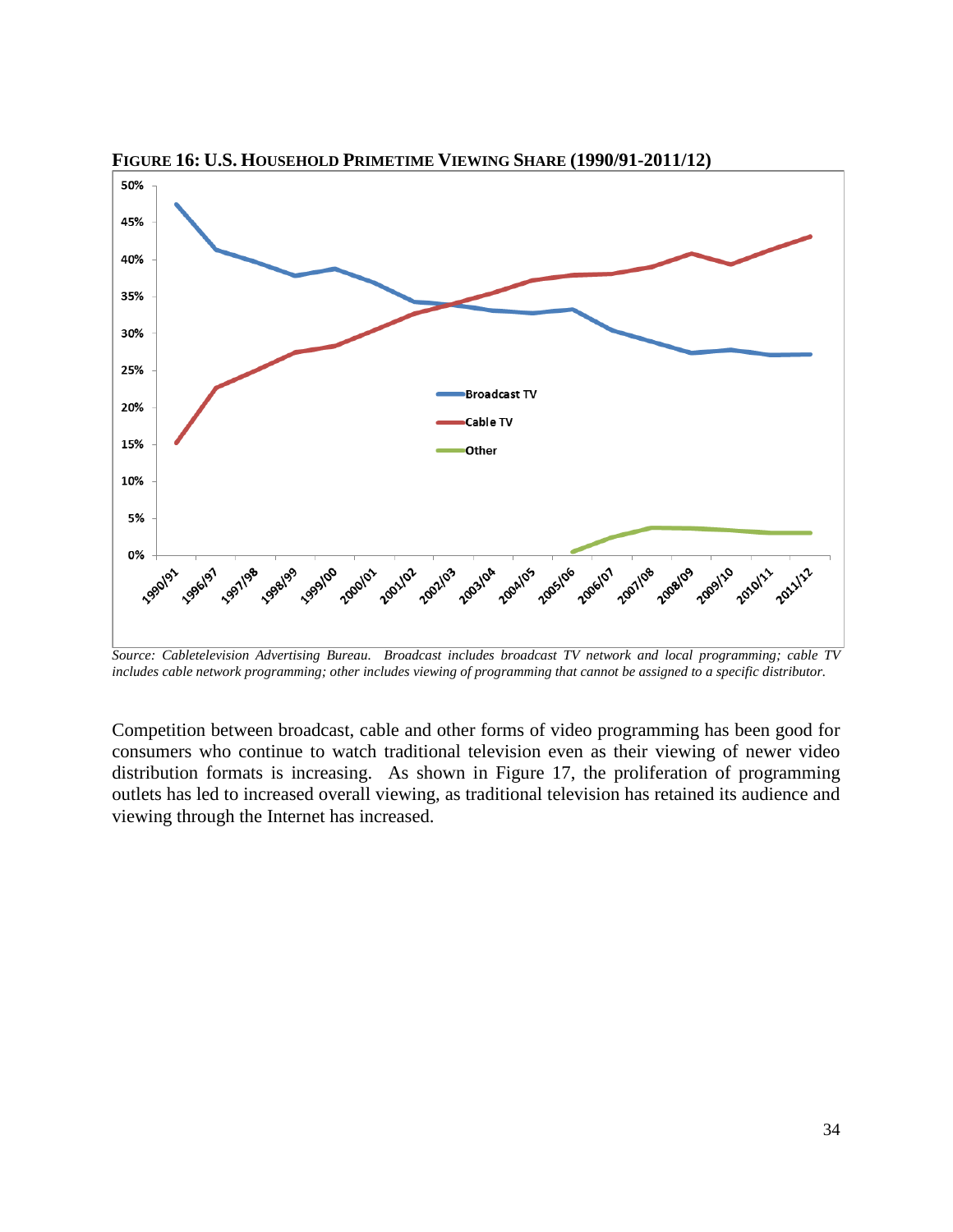**FIGURE 16: U.S. HOUSEHOLD PRIMETIME VIEWING SHARE (1990/91-2011/12)**

*Source: Cabletelevision Advertising Bureau. Broadcast includes broadcast TV network and local programming; cable TV includes cable network programming; other includes viewing of programming that cannot be assigned to a specific distributor.*

Competition between broadcast, cable and other forms of video programming has been good for consumers who continue to watch traditional television even as their viewing of newer video distribution formats is increasing. As shown in Figure 17, the proliferation of programming outlets has led to increased overall viewing, as traditional television has retained its audience and viewing through the Internet has increased.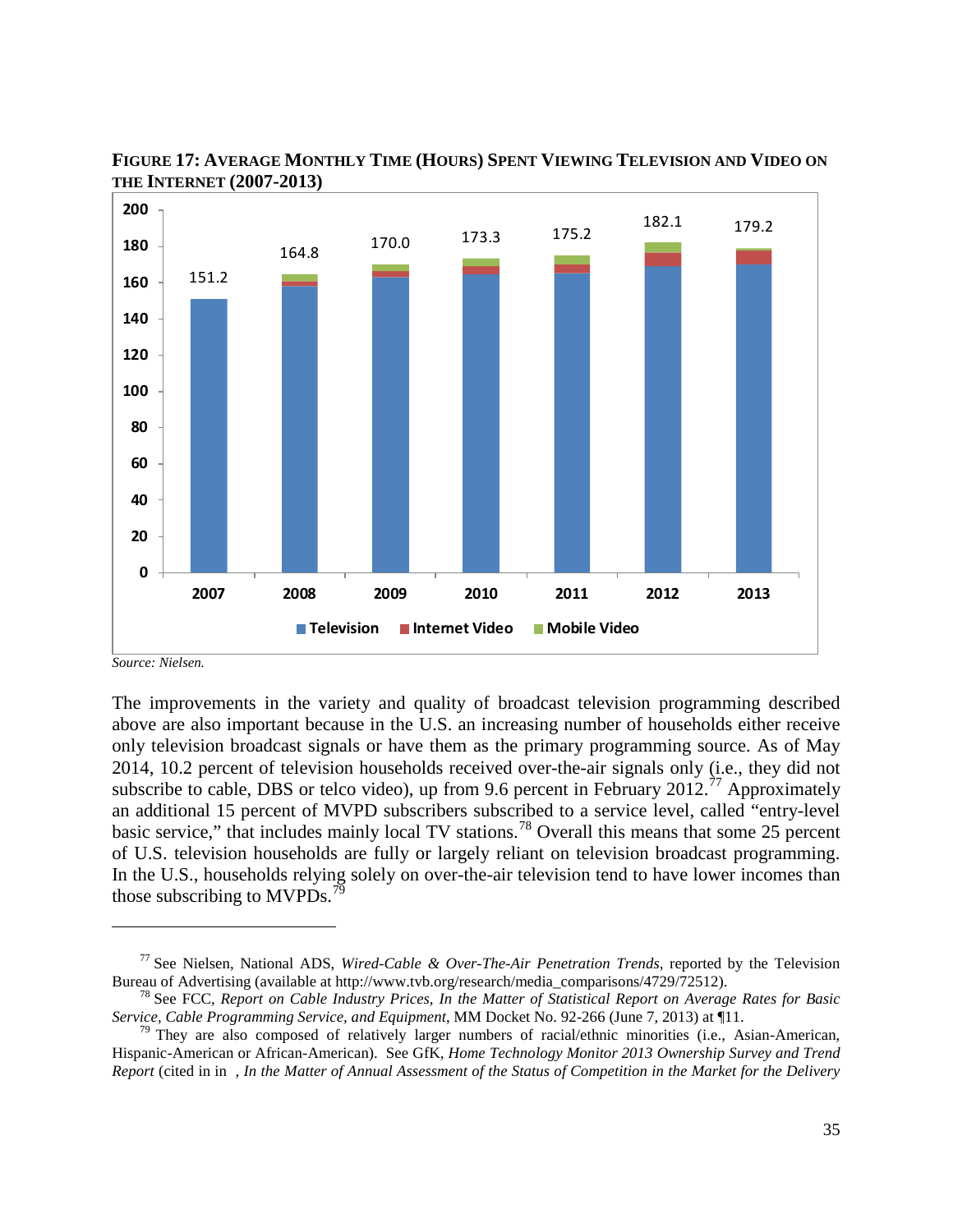**FIGURE 17: AVERAGE MONTHLY TIME (HOURS) SPENT VIEWING TELEVISION AND VIDEO ON THE INTERNET (2007-2013)**

| Year | Total (hours) |
|---|---|
| 2007 | 151.2 |
| 2008 | 164.8 |
| 2009 | 170.0 |
| 2010 | 173.3 |
| 2011 | 175.2 |
| 2012 | 182.1 |
| 2013 | 179.2 |

Television | Internet Video | Mobile Video

*Source: Nielsen.*

The improvements in the variety and quality of broadcast television programming described above are also important because in the U.S. an increasing number of households either receive only television broadcast signals or have them as the primary programming source. As of May 2014, 10.2 percent of television households received over-the-air signals only (i.e., they did not subscribe to cable, DBS or telco video), up from 9.6 percent in February 2012.[77] Approximately an additional 15 percent of MVPD subscribers subscribed to a service level, called "entry-level basic service," that includes mainly local TV stations.[78] Overall this means that some 25 percent of U.S. television households are fully or largely reliant on television broadcast programming. In the U.S., households relying solely on over-the-air television tend to have lower incomes than those subscribing to MVPDs.[79]

---

[77] See Nielsen, National ADS, *Wired-Cable & Over-The-Air Penetration Trends*, reported by the Television Bureau of Advertising (available at http://www.tvb.org/research/media_comparisons/4729/72512).

[78] See FCC, *Report on Cable Industry Prices, In the Matter of Statistical Report on Average Rates for Basic Service, Cable Programming Service, and Equipment*, MM Docket No. 92-266 (June 7, 2013) at ¶11.

[79] They are also composed of relatively larger numbers of racial/ethnic minorities (i.e., Asian-American, Hispanic-American or African-American). See GfK, *Home Technology Monitor 2013 Ownership Survey and Trend Report* (cited in in , *In the Matter of Annual Assessment of the Status of Competition in the Market for the Delivery*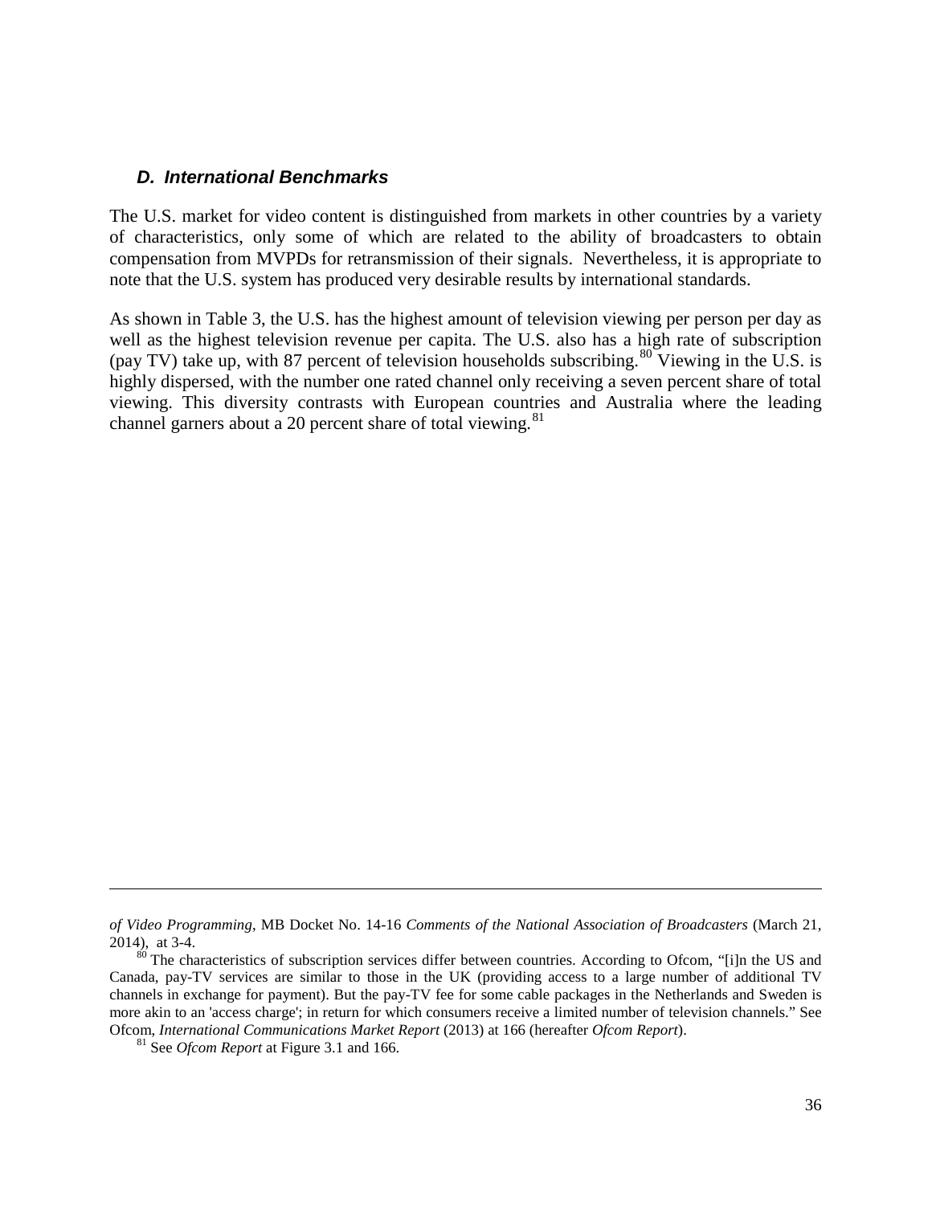### *D. International Benchmarks*

The U.S. market for video content is distinguished from markets in other countries by a variety of characteristics, only some of which are related to the ability of broadcasters to obtain compensation from MVPDs for retransmission of their signals. Nevertheless, it is appropriate to note that the U.S. system has produced very desirable results by international standards.

As shown in Table 3, the U.S. has the highest amount of television viewing per person per day as well as the highest television revenue per capita. The U.S. also has a high rate of subscription (pay TV) take up, with 87 percent of television households subscribing.[80] Viewing in the U.S. is highly dispersed, with the number one rated channel only receiving a seven percent share of total viewing. This diversity contrasts with European countries and Australia where the leading channel garners about a 20 percent share of total viewing.[81]

---

*of Video Programming*, MB Docket No. 14-16 *Comments of the National Association of Broadcasters* (March 21, 2014), at 3-4.

[80] The characteristics of subscription services differ between countries. According to Ofcom, "[i]n the US and Canada, pay-TV services are similar to those in the UK (providing access to a large number of additional TV channels in exchange for payment). But the pay-TV fee for some cable packages in the Netherlands and Sweden is more akin to an 'access charge'; in return for which consumers receive a limited number of television channels." See Ofcom, *International Communications Market Report* (2013) at 166 (hereafter *Ofcom Report*).

[81] See *Ofcom Report* at Figure 3.1 and 166.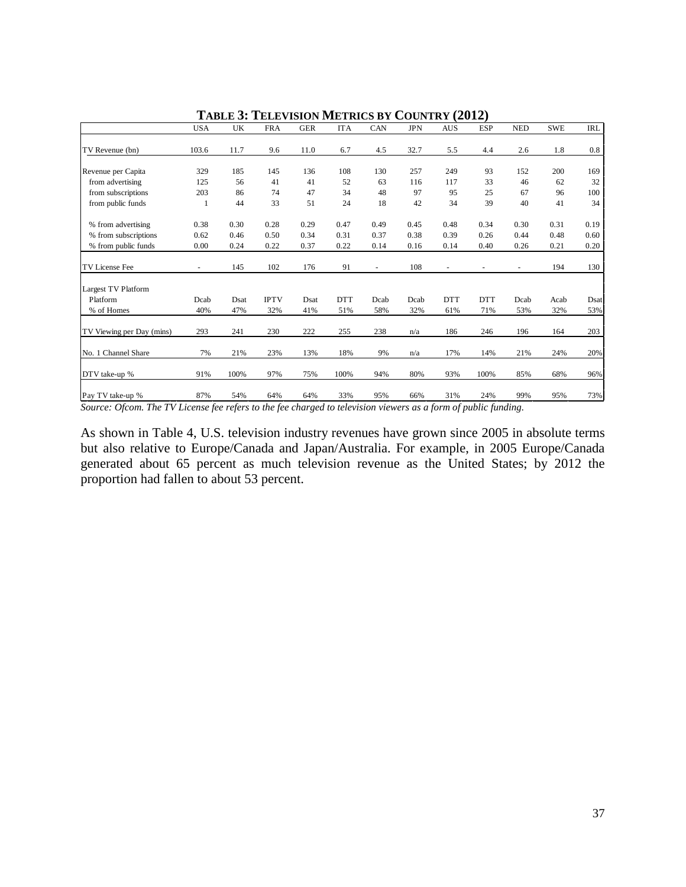**TABLE 3: TELEVISION METRICS BY COUNTRY (2012)**

| | USA | UK | FRA | GER | ITA | CAN | JPN | AUS | ESP | NED | SWE | IRL |
|---|---|---|---|---|---|---|---|---|---|---|---|---|
| TV Revenue (bn) | 103.6 | 11.7 | 9.6 | 11.0 | 6.7 | 4.5 | 32.7 | 5.5 | 4.4 | 2.6 | 1.8 | 0.8 |
| Revenue per Capita | 329 | 185 | 145 | 136 | 108 | 130 | 257 | 249 | 93 | 152 | 200 | 169 |
| from advertising | 125 | 56 | 41 | 41 | 52 | 63 | 116 | 117 | 33 | 46 | 62 | 32 |
| from subscriptions | 203 | 86 | 74 | 47 | 34 | 48 | 97 | 95 | 25 | 67 | 96 | 100 |
| from public funds | 1 | 44 | 33 | 51 | 24 | 18 | 42 | 34 | 39 | 40 | 41 | 34 |
| % from advertising | 0.38 | 0.30 | 0.28 | 0.29 | 0.47 | 0.49 | 0.45 | 0.48 | 0.34 | 0.30 | 0.31 | 0.19 |
| % from subscriptions | 0.62 | 0.46 | 0.50 | 0.34 | 0.31 | 0.37 | 0.38 | 0.39 | 0.26 | 0.44 | 0.48 | 0.60 |
| % from public funds | 0.00 | 0.24 | 0.22 | 0.37 | 0.22 | 0.14 | 0.16 | 0.14 | 0.40 | 0.26 | 0.21 | 0.20 |
| TV License Fee | - | 145 | 102 | 176 | 91 | - | 108 | - | - | - | 194 | 130 |
| Largest TV Platform | | | | | | | | | | | | |
| Platform | Dcab | Dsat | IPTV | Dsat | DTT | Dcab | Dcab | DTT | DTT | Dcab | Acab | Dsat |
| % of Homes | 40% | 47% | 32% | 41% | 51% | 58% | 32% | 61% | 71% | 53% | 32% | 53% |
| TV Viewing per Day (mins) | 293 | 241 | 230 | 222 | 255 | 238 | n/a | 186 | 246 | 196 | 164 | 203 |
| No. 1 Channel Share | 7% | 21% | 23% | 13% | 18% | 9% | n/a | 17% | 14% | 21% | 24% | 20% |
| DTV take-up % | 91% | 100% | 97% | 75% | 100% | 94% | 80% | 93% | 100% | 85% | 68% | 96% |
| Pay TV take-up % | 87% | 54% | 64% | 64% | 33% | 95% | 66% | 31% | 24% | 99% | 95% | 73% |

*Source: Ofcom. The TV License fee refers to the fee charged to television viewers as a form of public funding.*

As shown in Table 4, U.S. television industry revenues have grown since 2005 in absolute terms but also relative to Europe/Canada and Japan/Australia. For example, in 2005 Europe/Canada generated about 65 percent as much television revenue as the United States; by 2012 the proportion had fallen to about 53 percent.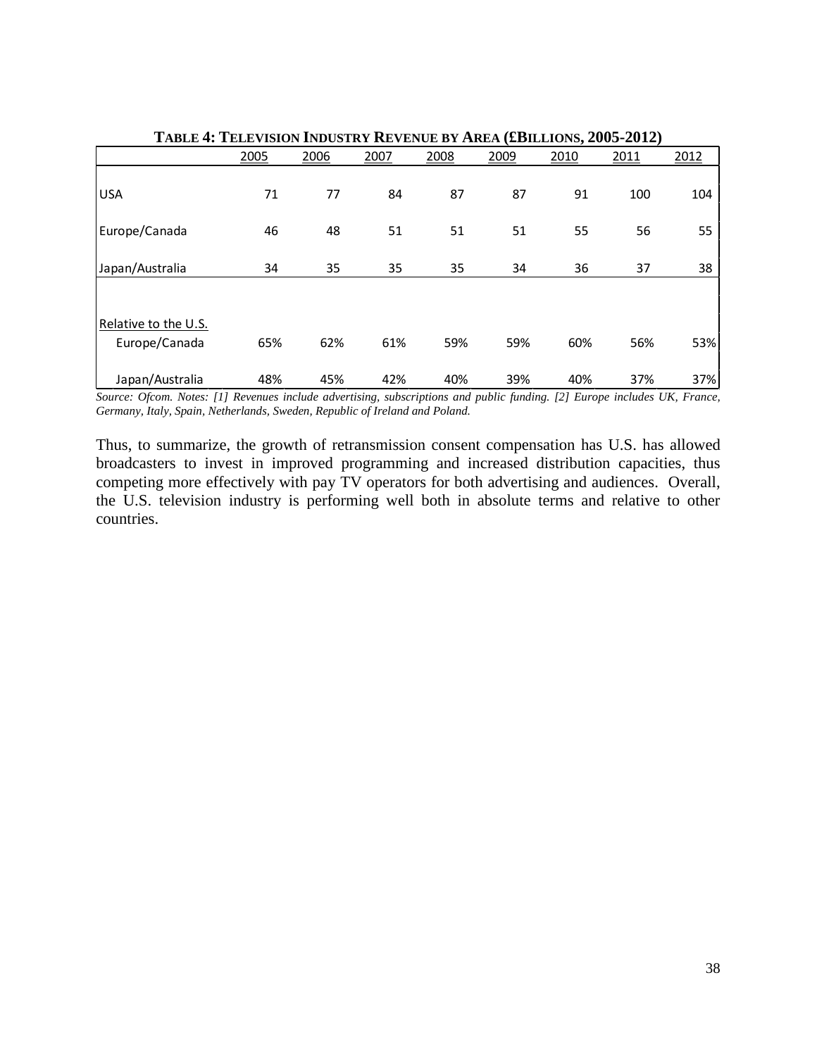**TABLE 4: TELEVISION INDUSTRY REVENUE BY AREA (£BILLIONS, 2005-2012)**

| | 2005 | 2006 | 2007 | 2008 | 2009 | 2010 | 2011 | 2012 |
|---|---|---|---|---|---|---|---|---|
| USA | 71 | 77 | 84 | 87 | 87 | 91 | 100 | 104 |
| Europe/Canada | 46 | 48 | 51 | 51 | 51 | 55 | 56 | 55 |
| Japan/Australia | 34 | 35 | 35 | 35 | 34 | 36 | 37 | 38 |
| Relative to the U.S. | | | | | | | | |
| Europe/Canada | 65% | 62% | 61% | 59% | 59% | 60% | 56% | 53% |
| Japan/Australia | 48% | 45% | 42% | 40% | 39% | 40% | 37% | 37% |

*Source: Ofcom. Notes: [1] Revenues include advertising, subscriptions and public funding. [2] Europe includes UK, France, Germany, Italy, Spain, Netherlands, Sweden, Republic of Ireland and Poland.*

Thus, to summarize, the growth of retransmission consent compensation has U.S. has allowed broadcasters to invest in improved programming and increased distribution capacities, thus competing more effectively with pay TV operators for both advertising and audiences. Overall, the U.S. television industry is performing well both in absolute terms and relative to other countries.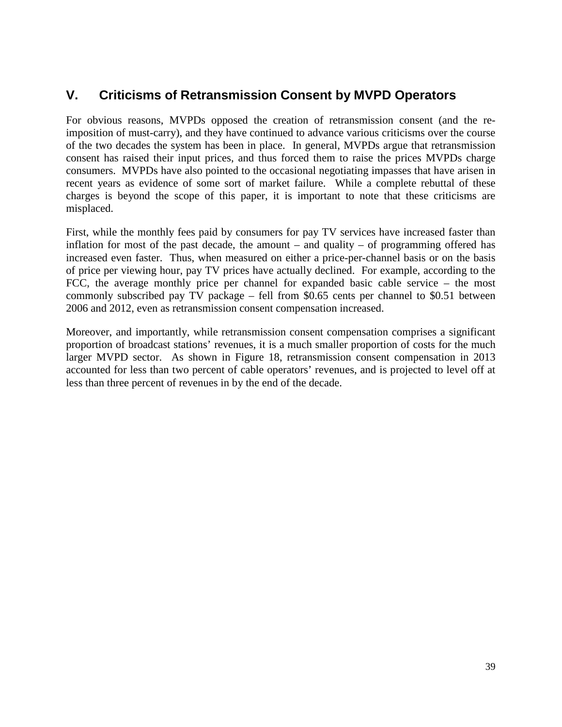## V. Criticisms of Retransmission Consent by MVPD Operators

For obvious reasons, MVPDs opposed the creation of retransmission consent (and the re-imposition of must-carry), and they have continued to advance various criticisms over the course of the two decades the system has been in place. In general, MVPDs argue that retransmission consent has raised their input prices, and thus forced them to raise the prices MVPDs charge consumers. MVPDs have also pointed to the occasional negotiating impasses that have arisen in recent years as evidence of some sort of market failure. While a complete rebuttal of these charges is beyond the scope of this paper, it is important to note that these criticisms are misplaced.

First, while the monthly fees paid by consumers for pay TV services have increased faster than inflation for most of the past decade, the amount – and quality – of programming offered has increased even faster. Thus, when measured on either a price-per-channel basis or on the basis of price per viewing hour, pay TV prices have actually declined. For example, according to the FCC, the average monthly price per channel for expanded basic cable service – the most commonly subscribed pay TV package – fell from $0.65 cents per channel to $0.51 between 2006 and 2012, even as retransmission consent compensation increased.

Moreover, and importantly, while retransmission consent compensation comprises a significant proportion of broadcast stations' revenues, it is a much smaller proportion of costs for the much larger MVPD sector. As shown in Figure 18, retransmission consent compensation in 2013 accounted for less than two percent of cable operators' revenues, and is projected to level off at less than three percent of revenues in by the end of the decade.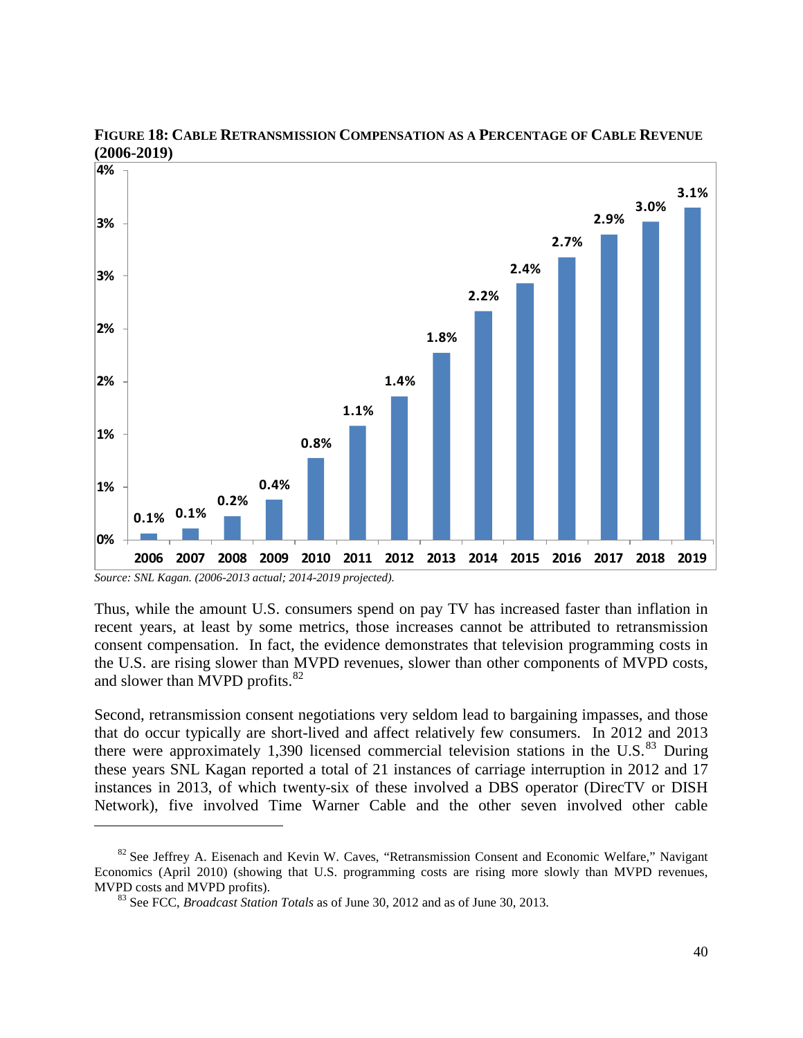**FIGURE 18: CABLE RETRANSMISSION COMPENSATION AS A PERCENTAGE OF CABLE REVENUE (2006-2019)**

| Year | Percentage |
|---|---|
| 2006 | 0.1% |
| 2007 | 0.1% |
| 2008 | 0.2% |
| 2009 | 0.4% |
| 2010 | 0.8% |
| 2011 | 1.1% |
| 2012 | 1.4% |
| 2013 | 1.8% |
| 2014 | 2.2% |
| 2015 | 2.4% |
| 2016 | 2.7% |
| 2017 | 2.9% |
| 2018 | 3.0% |
| 2019 | 3.1% |

*Source: SNL Kagan. (2006-2013 actual; 2014-2019 projected).*

Thus, while the amount U.S. consumers spend on pay TV has increased faster than inflation in recent years, at least by some metrics, those increases cannot be attributed to retransmission consent compensation. In fact, the evidence demonstrates that television programming costs in the U.S. are rising slower than MVPD revenues, slower than other components of MVPD costs, and slower than MVPD profits.[82]

Second, retransmission consent negotiations very seldom lead to bargaining impasses, and those that do occur typically are short-lived and affect relatively few consumers. In 2012 and 2013 there were approximately 1,390 licensed commercial television stations in the U.S.[83] During these years SNL Kagan reported a total of 21 instances of carriage interruption in 2012 and 17 instances in 2013, of which twenty-six of these involved a DBS operator (DirecTV or DISH Network), five involved Time Warner Cable and the other seven involved other cable

---

[82] See Jeffrey A. Eisenach and Kevin W. Caves, "Retransmission Consent and Economic Welfare," Navigant Economics (April 2010) (showing that U.S. programming costs are rising more slowly than MVPD revenues, MVPD costs and MVPD profits).

[83] See FCC, *Broadcast Station Totals* as of June 30, 2012 and as of June 30, 2013.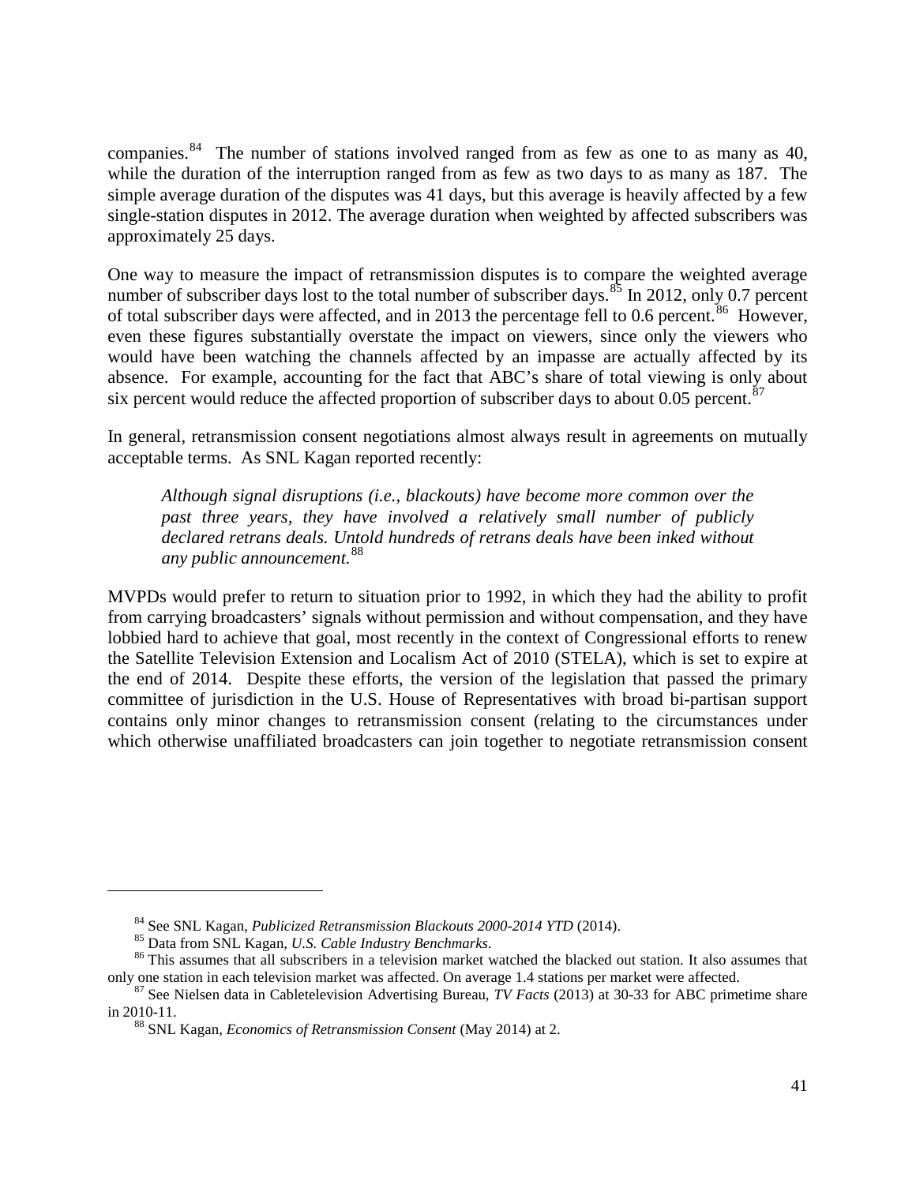companies.[84] The number of stations involved ranged from as few as one to as many as 40, while the duration of the interruption ranged from as few as two days to as many as 187. The simple average duration of the disputes was 41 days, but this average is heavily affected by a few single-station disputes in 2012. The average duration when weighted by affected subscribers was approximately 25 days.

One way to measure the impact of retransmission disputes is to compare the weighted average number of subscriber days lost to the total number of subscriber days.[85] In 2012, only 0.7 percent of total subscriber days were affected, and in 2013 the percentage fell to 0.6 percent.[86] However, even these figures substantially overstate the impact on viewers, since only the viewers who would have been watching the channels affected by an impasse are actually affected by its absence. For example, accounting for the fact that ABC's share of total viewing is only about six percent would reduce the affected proportion of subscriber days to about 0.05 percent.[87]

In general, retransmission consent negotiations almost always result in agreements on mutually acceptable terms. As SNL Kagan reported recently:

> *Although signal disruptions (i.e., blackouts) have become more common over the past three years, they have involved a relatively small number of publicly declared retrans deals. Untold hundreds of retrans deals have been inked without any public announcement.*[88]

MVPDs would prefer to return to situation prior to 1992, in which they had the ability to profit from carrying broadcasters' signals without permission and without compensation, and they have lobbied hard to achieve that goal, most recently in the context of Congressional efforts to renew the Satellite Television Extension and Localism Act of 2010 (STELA), which is set to expire at the end of 2014. Despite these efforts, the version of the legislation that passed the primary committee of jurisdiction in the U.S. House of Representatives with broad bi-partisan support contains only minor changes to retransmission consent (relating to the circumstances under which otherwise unaffiliated broadcasters can join together to negotiate retransmission consent

---

[84] See SNL Kagan, *Publicized Retransmission Blackouts 2000-2014 YTD* (2014).

[85] Data from SNL Kagan, *U.S. Cable Industry Benchmarks*.

[86] This assumes that all subscribers in a television market watched the blacked out station. It also assumes that only one station in each television market was affected. On average 1.4 stations per market were affected.

[87] See Nielsen data in Cabletelevision Advertising Bureau, *TV Facts* (2013) at 30-33 for ABC primetime share in 2010-11.

[88] SNL Kagan, *Economics of Retransmission Consent* (May 2014) at 2.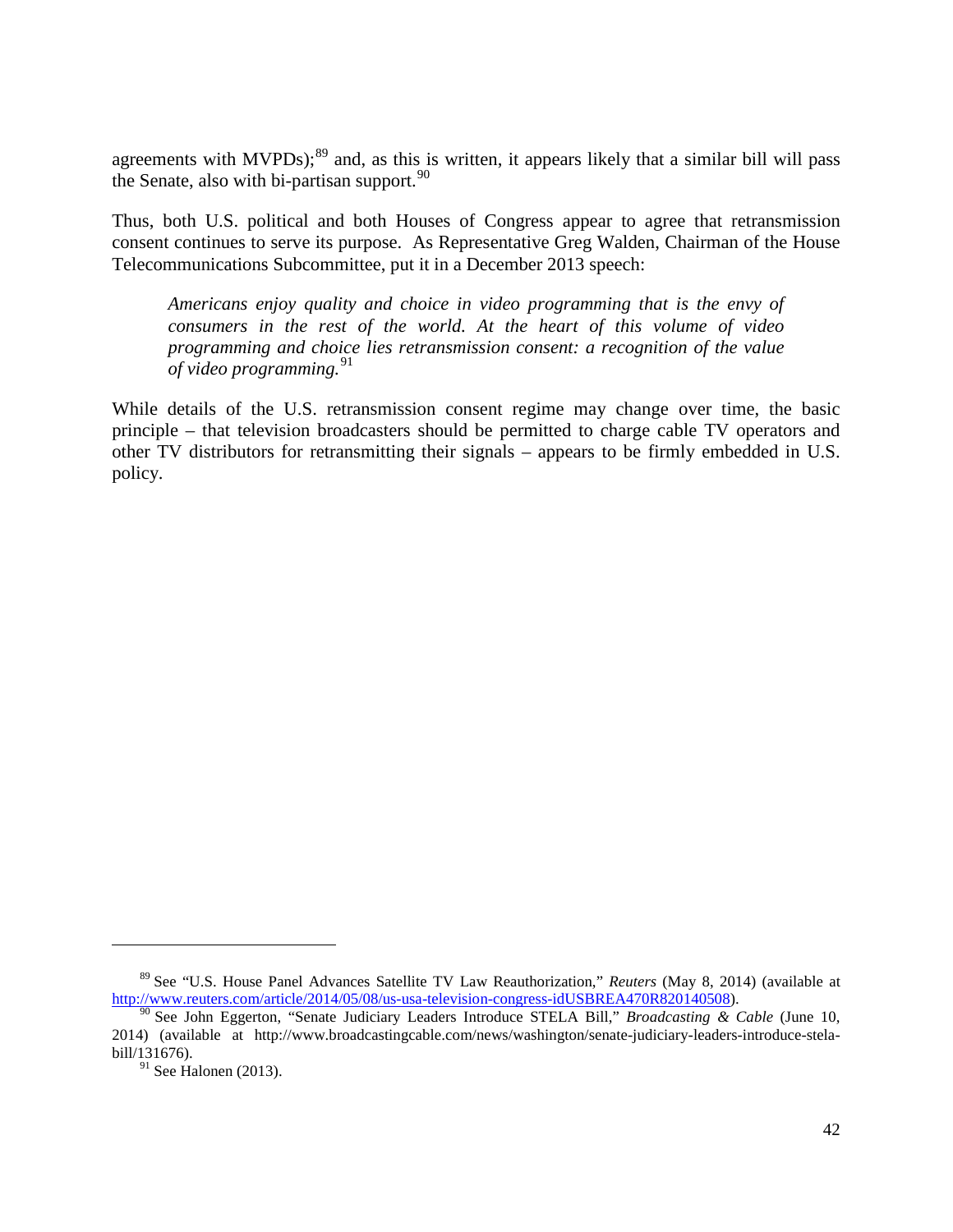agreements with MVPDs);[89] and, as this is written, it appears likely that a similar bill will pass the Senate, also with bi-partisan support.[90]

Thus, both U.S. political and both Houses of Congress appear to agree that retransmission consent continues to serve its purpose. As Representative Greg Walden, Chairman of the House Telecommunications Subcommittee, put it in a December 2013 speech:

> *Americans enjoy quality and choice in video programming that is the envy of consumers in the rest of the world. At the heart of this volume of video programming and choice lies retransmission consent: a recognition of the value of video programming.*[91]

While details of the U.S. retransmission consent regime may change over time, the basic principle – that television broadcasters should be permitted to charge cable TV operators and other TV distributors for retransmitting their signals – appears to be firmly embedded in U.S. policy.

---

[89] See "U.S. House Panel Advances Satellite TV Law Reauthorization," *Reuters* (May 8, 2014) (available at http://www.reuters.com/article/2014/05/08/us-usa-television-congress-idUSBREA470R820140508).

[90] See John Eggerton, "Senate Judiciary Leaders Introduce STELA Bill," *Broadcasting & Cable* (June 10, 2014) (available at http://www.broadcastingcable.com/news/washington/senate-judiciary-leaders-introduce-stela-bill/131676).

[91] See Halonen (2013).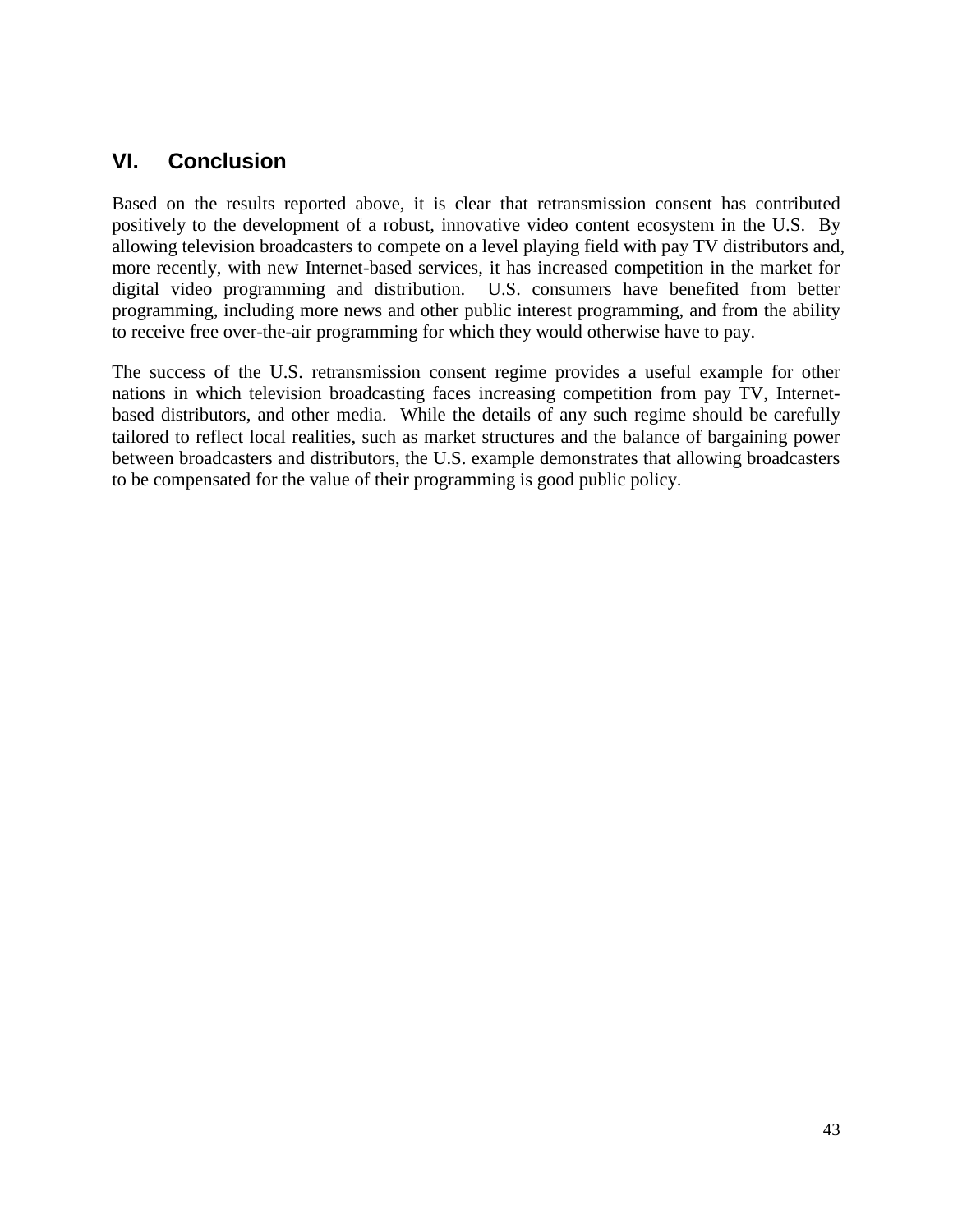## VI. Conclusion

Based on the results reported above, it is clear that retransmission consent has contributed positively to the development of a robust, innovative video content ecosystem in the U.S. By allowing television broadcasters to compete on a level playing field with pay TV distributors and, more recently, with new Internet-based services, it has increased competition in the market for digital video programming and distribution. U.S. consumers have benefited from better programming, including more news and other public interest programming, and from the ability to receive free over-the-air programming for which they would otherwise have to pay.

The success of the U.S. retransmission consent regime provides a useful example for other nations in which television broadcasting faces increasing competition from pay TV, Internet-based distributors, and other media. While the details of any such regime should be carefully tailored to reflect local realities, such as market structures and the balance of bargaining power between broadcasters and distributors, the U.S. example demonstrates that allowing broadcasters to be compensated for the value of their programming is good public policy.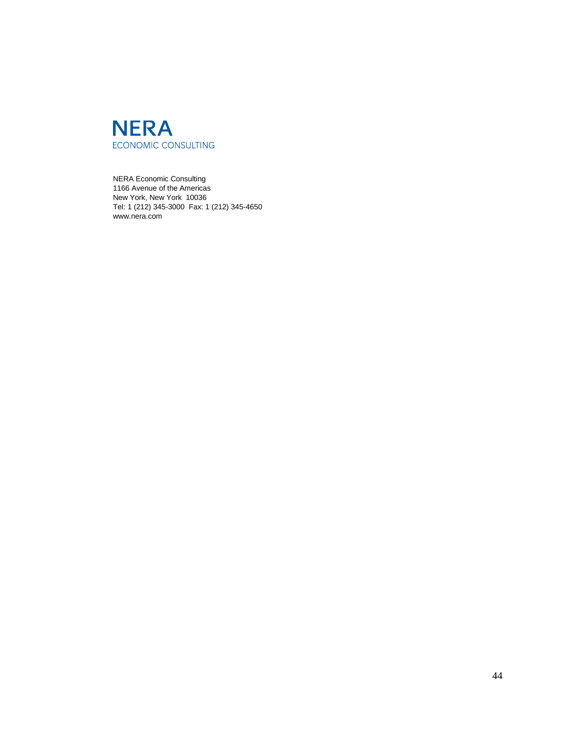**NERA**
ECONOMIC CONSULTING

NERA Economic Consulting
1166 Avenue of the Americas
New York, New York 10036
Tel: 1 (212) 345-3000 Fax: 1 (212) 345-4650
www.nera.com